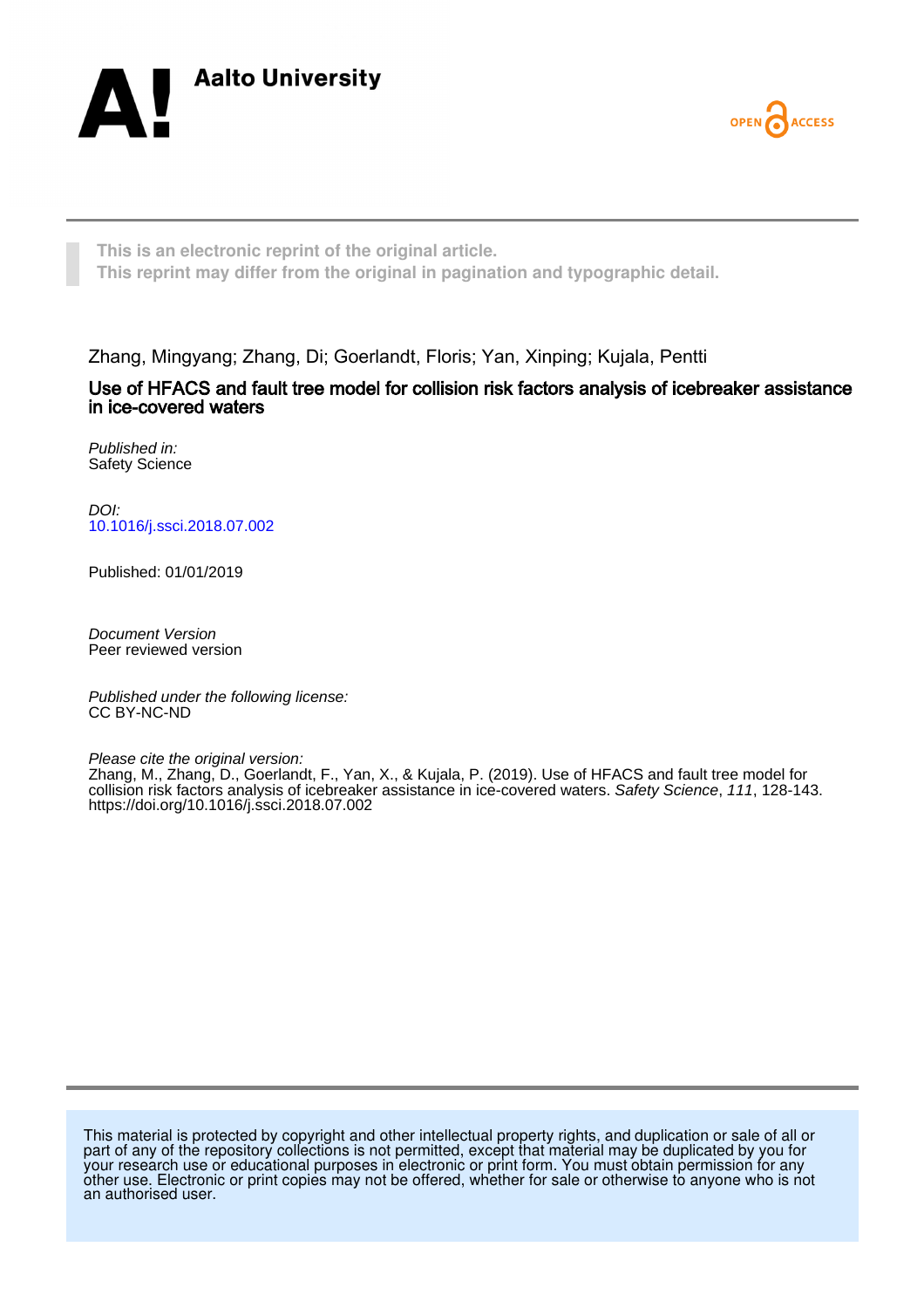Aalto University

OPEN ACCESS

This is an electronic reprint of the original article.
This reprint may differ from the original in pagination and typographic detail.

Zhang, Mingyang; Zhang, Di; Goerlandt, Floris; Yan, Xinping; Kujala, Pentti

# Use of HFACS and fault tree model for collision risk factors analysis of icebreaker assistance in ice-covered waters

*Published in:*
Safety Science

*DOI:*
10.1016/j.ssci.2018.07.002

Published: 01/01/2019

*Document Version*
Peer reviewed version

*Published under the following license:*
CC BY-NC-ND

*Please cite the original version:*
Zhang, M., Zhang, D., Goerlandt, F., Yan, X., & Kujala, P. (2019). Use of HFACS and fault tree model for collision risk factors analysis of icebreaker assistance in ice-covered waters. *Safety Science*, *111*, 128-143. https://doi.org/10.1016/j.ssci.2018.07.002

This material is protected by copyright and other intellectual property rights, and duplication or sale of all or part of any of the repository collections is not permitted, except that material may be duplicated by you for your research use or educational purposes in electronic or print form. You must obtain permission for any other use. Electronic or print copies may not be offered, whether for sale or otherwise to anyone who is not an authorised user.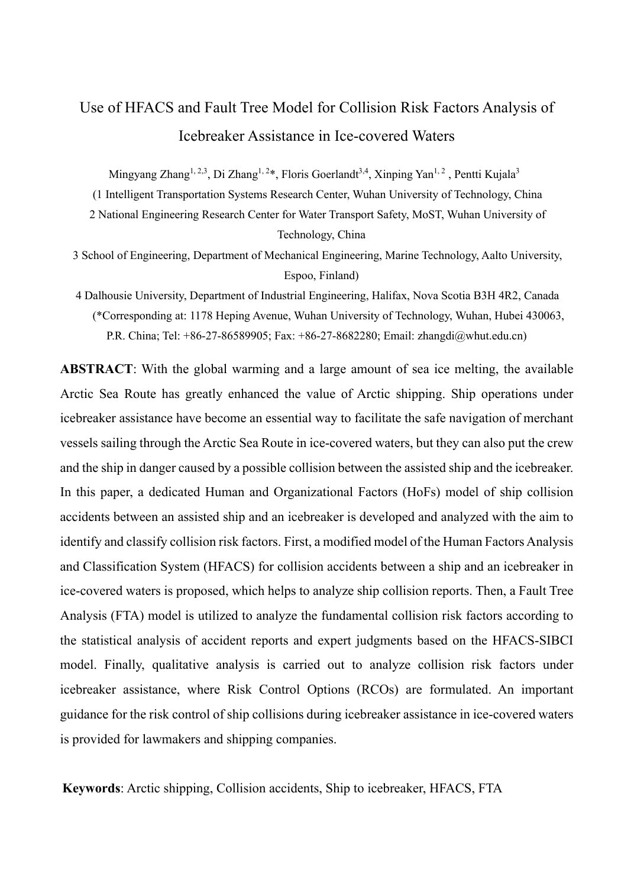# Use of HFACS and Fault Tree Model for Collision Risk Factors Analysis of Icebreaker Assistance in Ice-covered Waters

Mingyang Zhang[1,2,3], Di Zhang[1,2]*, Floris Goerlandt[3,4], Xinping Yan[1,2], Pentti Kujala[3]

(1 Intelligent Transportation Systems Research Center, Wuhan University of Technology, China

2 National Engineering Research Center for Water Transport Safety, MoST, Wuhan University of Technology, China

3 School of Engineering, Department of Mechanical Engineering, Marine Technology, Aalto University, Espoo, Finland)

4 Dalhousie University, Department of Industrial Engineering, Halifax, Nova Scotia B3H 4R2, Canada

(*Corresponding at: 1178 Heping Avenue, Wuhan University of Technology, Wuhan, Hubei 430063, P.R. China; Tel: +86-27-86589905; Fax: +86-27-8682280; Email: zhangdi@whut.edu.cn)

**ABSTRACT**: With the global warming and a large amount of sea ice melting, the available Arctic Sea Route has greatly enhanced the value of Arctic shipping. Ship operations under icebreaker assistance have become an essential way to facilitate the safe navigation of merchant vessels sailing through the Arctic Sea Route in ice-covered waters, but they can also put the crew and the ship in danger caused by a possible collision between the assisted ship and the icebreaker. In this paper, a dedicated Human and Organizational Factors (HoFs) model of ship collision accidents between an assisted ship and an icebreaker is developed and analyzed with the aim to identify and classify collision risk factors. First, a modified model of the Human Factors Analysis and Classification System (HFACS) for collision accidents between a ship and an icebreaker in ice-covered waters is proposed, which helps to analyze ship collision reports. Then, a Fault Tree Analysis (FTA) model is utilized to analyze the fundamental collision risk factors according to the statistical analysis of accident reports and expert judgments based on the HFACS-SIBCI model. Finally, qualitative analysis is carried out to analyze collision risk factors under icebreaker assistance, where Risk Control Options (RCOs) are formulated. An important guidance for the risk control of ship collisions during icebreaker assistance in ice-covered waters is provided for lawmakers and shipping companies.

**Keywords**: Arctic shipping, Collision accidents, Ship to icebreaker, HFACS, FTA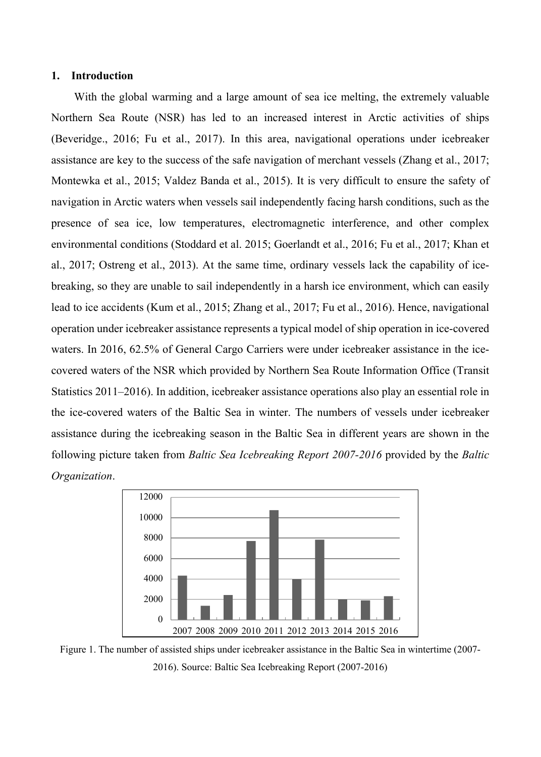## 1. Introduction

With the global warming and a large amount of sea ice melting, the extremely valuable Northern Sea Route (NSR) has led to an increased interest in Arctic activities of ships (Beveridge., 2016; Fu et al., 2017). In this area, navigational operations under icebreaker assistance are key to the success of the safe navigation of merchant vessels (Zhang et al., 2017; Montewka et al., 2015; Valdez Banda et al., 2015). It is very difficult to ensure the safety of navigation in Arctic waters when vessels sail independently facing harsh conditions, such as the presence of sea ice, low temperatures, electromagnetic interference, and other complex environmental conditions (Stoddard et al. 2015; Goerlandt et al., 2016; Fu et al., 2017; Khan et al., 2017; Ostreng et al., 2013). At the same time, ordinary vessels lack the capability of ice-breaking, so they are unable to sail independently in a harsh ice environment, which can easily lead to ice accidents (Kum et al., 2015; Zhang et al., 2017; Fu et al., 2016). Hence, navigational operation under icebreaker assistance represents a typical model of ship operation in ice-covered waters. In 2016, 62.5% of General Cargo Carriers were under icebreaker assistance in the ice-covered waters of the NSR which provided by Northern Sea Route Information Office (Transit Statistics 2011–2016). In addition, icebreaker assistance operations also play an essential role in the ice-covered waters of the Baltic Sea in winter. The numbers of vessels under icebreaker assistance during the icebreaking season in the Baltic Sea in different years are shown in the following picture taken from *Baltic Sea Icebreaking Report 2007-2016* provided by the *Baltic Organization*.

Figure 1. The number of assisted ships under icebreaker assistance in the Baltic Sea in wintertime (2007-2016). Source: Baltic Sea Icebreaking Report (2007-2016)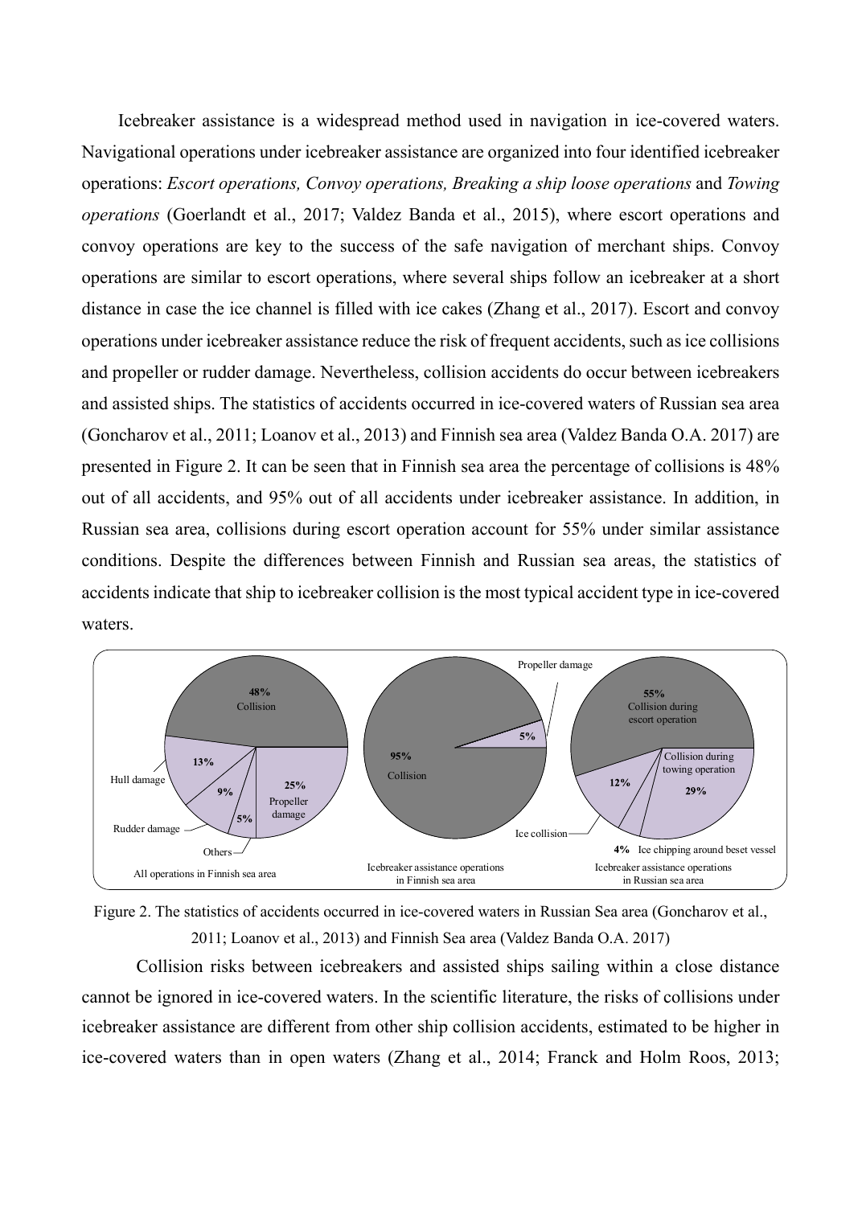Icebreaker assistance is a widespread method used in navigation in ice-covered waters. Navigational operations under icebreaker assistance are organized into four identified icebreaker operations: *Escort operations, Convoy operations, Breaking a ship loose operations* and *Towing operations* (Goerlandt et al., 2017; Valdez Banda et al., 2015), where escort operations and convoy operations are key to the success of the safe navigation of merchant ships. Convoy operations are similar to escort operations, where several ships follow an icebreaker at a short distance in case the ice channel is filled with ice cakes (Zhang et al., 2017). Escort and convoy operations under icebreaker assistance reduce the risk of frequent accidents, such as ice collisions and propeller or rudder damage. Nevertheless, collision accidents do occur between icebreakers and assisted ships. The statistics of accidents occurred in ice-covered waters of Russian sea area (Goncharov et al., 2011; Loanov et al., 2013) and Finnish sea area (Valdez Banda O.A. 2017) are presented in Figure 2. It can be seen that in Finnish sea area the percentage of collisions is 48% out of all accidents, and 95% out of all accidents under icebreaker assistance. In addition, in Russian sea area, collisions during escort operation account for 55% under similar assistance conditions. Despite the differences between Finnish and Russian sea areas, the statistics of accidents indicate that ship to icebreaker collision is the most typical accident type in ice-covered waters.

Figure 2. The statistics of accidents occurred in ice-covered waters in Russian Sea area (Goncharov et al., 2011; Loanov et al., 2013) and Finnish Sea area (Valdez Banda O.A. 2017)

Collision risks between icebreakers and assisted ships sailing within a close distance cannot be ignored in ice-covered waters. In the scientific literature, the risks of collisions under icebreaker assistance are different from other ship collision accidents, estimated to be higher in ice-covered waters than in open waters (Zhang et al., 2014; Franck and Holm Roos, 2013;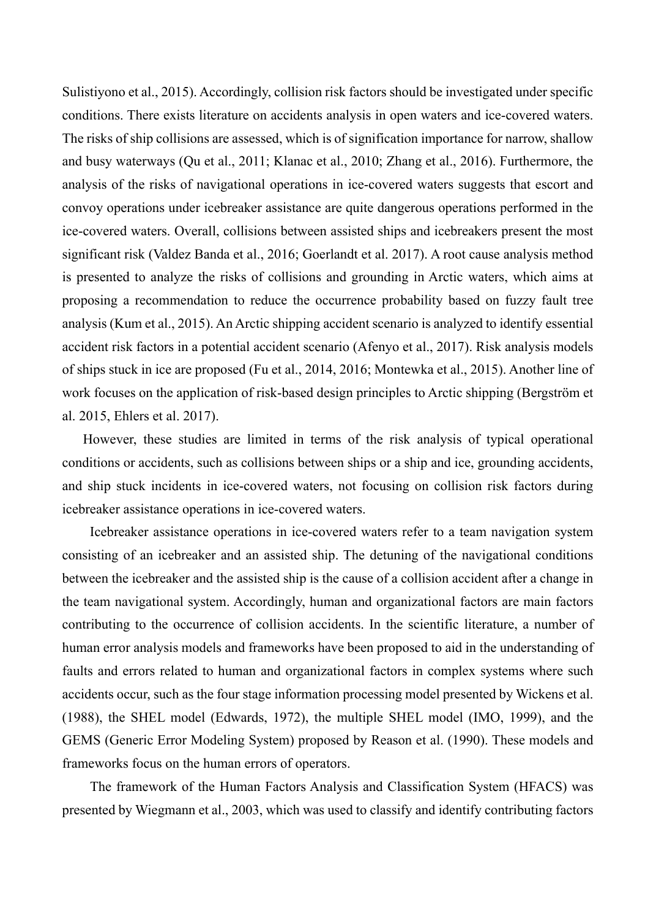Sulistiyono et al., 2015). Accordingly, collision risk factors should be investigated under specific conditions. There exists literature on accidents analysis in open waters and ice-covered waters. The risks of ship collisions are assessed, which is of signification importance for narrow, shallow and busy waterways (Qu et al., 2011; Klanac et al., 2010; Zhang et al., 2016). Furthermore, the analysis of the risks of navigational operations in ice-covered waters suggests that escort and convoy operations under icebreaker assistance are quite dangerous operations performed in the ice-covered waters. Overall, collisions between assisted ships and icebreakers present the most significant risk (Valdez Banda et al., 2016; Goerlandt et al. 2017). A root cause analysis method is presented to analyze the risks of collisions and grounding in Arctic waters, which aims at proposing a recommendation to reduce the occurrence probability based on fuzzy fault tree analysis (Kum et al., 2015). An Arctic shipping accident scenario is analyzed to identify essential accident risk factors in a potential accident scenario (Afenyo et al., 2017). Risk analysis models of ships stuck in ice are proposed (Fu et al., 2014, 2016; Montewka et al., 2015). Another line of work focuses on the application of risk-based design principles to Arctic shipping (Bergström et al. 2015, Ehlers et al. 2017).

However, these studies are limited in terms of the risk analysis of typical operational conditions or accidents, such as collisions between ships or a ship and ice, grounding accidents, and ship stuck incidents in ice-covered waters, not focusing on collision risk factors during icebreaker assistance operations in ice-covered waters.

Icebreaker assistance operations in ice-covered waters refer to a team navigation system consisting of an icebreaker and an assisted ship. The detuning of the navigational conditions between the icebreaker and the assisted ship is the cause of a collision accident after a change in the team navigational system. Accordingly, human and organizational factors are main factors contributing to the occurrence of collision accidents. In the scientific literature, a number of human error analysis models and frameworks have been proposed to aid in the understanding of faults and errors related to human and organizational factors in complex systems where such accidents occur, such as the four stage information processing model presented by Wickens et al. (1988), the SHEL model (Edwards, 1972), the multiple SHEL model (IMO, 1999), and the GEMS (Generic Error Modeling System) proposed by Reason et al. (1990). These models and frameworks focus on the human errors of operators.

The framework of the Human Factors Analysis and Classification System (HFACS) was presented by Wiegmann et al., 2003, which was used to classify and identify contributing factors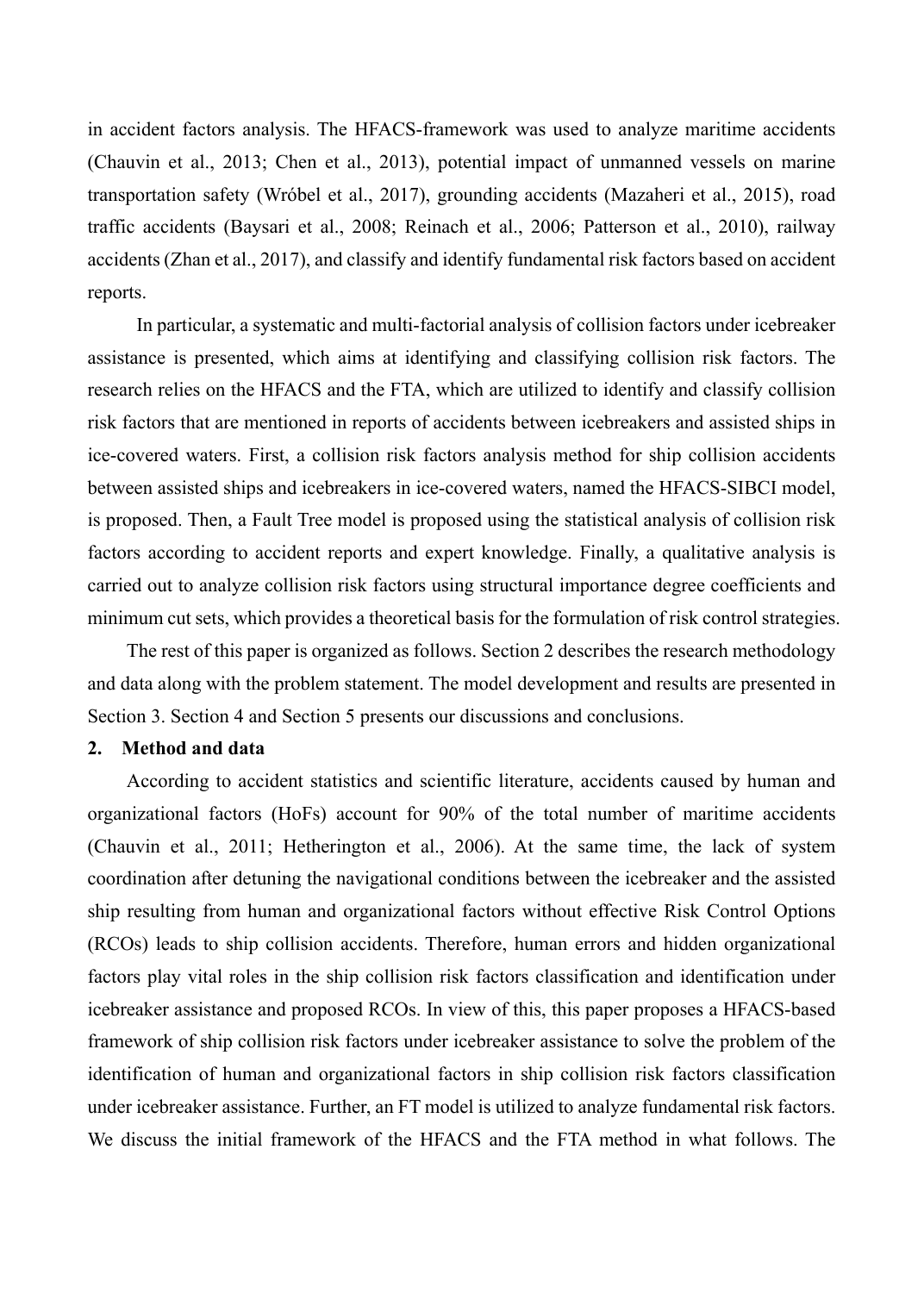in accident factors analysis. The HFACS-framework was used to analyze maritime accidents (Chauvin et al., 2013; Chen et al., 2013), potential impact of unmanned vessels on marine transportation safety (Wróbel et al., 2017), grounding accidents (Mazaheri et al., 2015), road traffic accidents (Baysari et al., 2008; Reinach et al., 2006; Patterson et al., 2010), railway accidents (Zhan et al., 2017), and classify and identify fundamental risk factors based on accident reports.

In particular, a systematic and multi-factorial analysis of collision factors under icebreaker assistance is presented, which aims at identifying and classifying collision risk factors. The research relies on the HFACS and the FTA, which are utilized to identify and classify collision risk factors that are mentioned in reports of accidents between icebreakers and assisted ships in ice-covered waters. First, a collision risk factors analysis method for ship collision accidents between assisted ships and icebreakers in ice-covered waters, named the HFACS-SIBCI model, is proposed. Then, a Fault Tree model is proposed using the statistical analysis of collision risk factors according to accident reports and expert knowledge. Finally, a qualitative analysis is carried out to analyze collision risk factors using structural importance degree coefficients and minimum cut sets, which provides a theoretical basis for the formulation of risk control strategies.

The rest of this paper is organized as follows. Section 2 describes the research methodology and data along with the problem statement. The model development and results are presented in Section 3. Section 4 and Section 5 presents our discussions and conclusions.

## 2. Method and data

According to accident statistics and scientific literature, accidents caused by human and organizational factors (HoFs) account for 90% of the total number of maritime accidents (Chauvin et al., 2011; Hetherington et al., 2006). At the same time, the lack of system coordination after detuning the navigational conditions between the icebreaker and the assisted ship resulting from human and organizational factors without effective Risk Control Options (RCOs) leads to ship collision accidents. Therefore, human errors and hidden organizational factors play vital roles in the ship collision risk factors classification and identification under icebreaker assistance and proposed RCOs. In view of this, this paper proposes a HFACS-based framework of ship collision risk factors under icebreaker assistance to solve the problem of the identification of human and organizational factors in ship collision risk factors classification under icebreaker assistance. Further, an FT model is utilized to analyze fundamental risk factors. We discuss the initial framework of the HFACS and the FTA method in what follows. The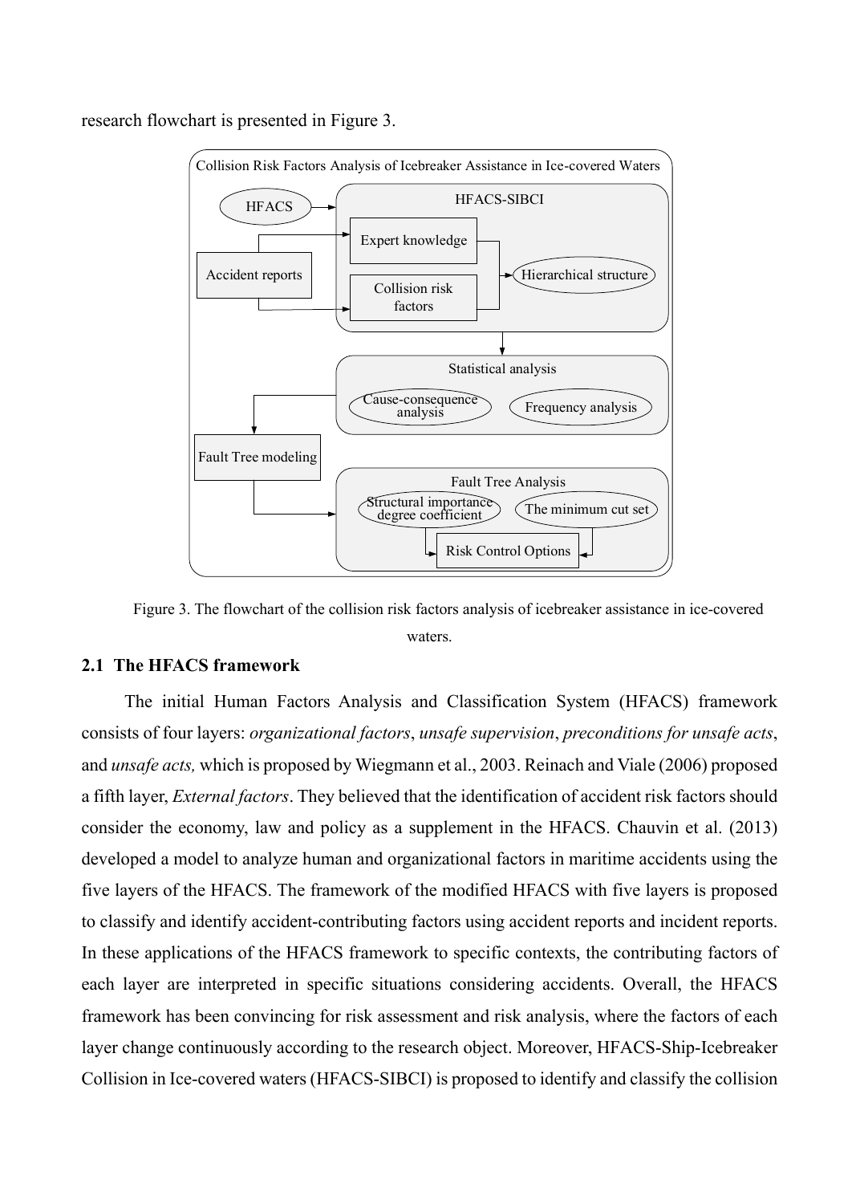research flowchart is presented in Figure 3.

Figure 3. The flowchart of the collision risk factors analysis of icebreaker assistance in ice-covered waters.

## 2.1 The HFACS framework

The initial Human Factors Analysis and Classification System (HFACS) framework consists of four layers: *organizational factors*, *unsafe supervision*, *preconditions for unsafe acts*, and *unsafe acts,* which is proposed by Wiegmann et al., 2003. Reinach and Viale (2006) proposed a fifth layer, *External factors*. They believed that the identification of accident risk factors should consider the economy, law and policy as a supplement in the HFACS. Chauvin et al. (2013) developed a model to analyze human and organizational factors in maritime accidents using the five layers of the HFACS. The framework of the modified HFACS with five layers is proposed to classify and identify accident-contributing factors using accident reports and incident reports. In these applications of the HFACS framework to specific contexts, the contributing factors of each layer are interpreted in specific situations considering accidents. Overall, the HFACS framework has been convincing for risk assessment and risk analysis, where the factors of each layer change continuously according to the research object. Moreover, HFACS-Ship-Icebreaker Collision in Ice-covered waters (HFACS-SIBCI) is proposed to identify and classify the collision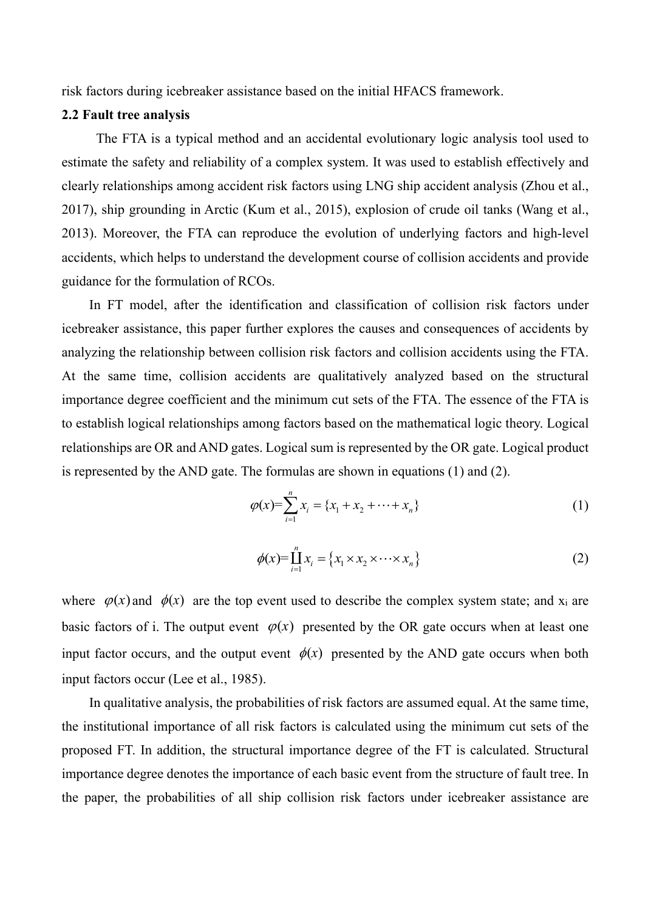risk factors during icebreaker assistance based on the initial HFACS framework.

### 2.2 Fault tree analysis

The FTA is a typical method and an accidental evolutionary logic analysis tool used to estimate the safety and reliability of a complex system. It was used to establish effectively and clearly relationships among accident risk factors using LNG ship accident analysis (Zhou et al., 2017), ship grounding in Arctic (Kum et al., 2015), explosion of crude oil tanks (Wang et al., 2013). Moreover, the FTA can reproduce the evolution of underlying factors and high-level accidents, which helps to understand the development course of collision accidents and provide guidance for the formulation of RCOs.

In FT model, after the identification and classification of collision risk factors under icebreaker assistance, this paper further explores the causes and consequences of accidents by analyzing the relationship between collision risk factors and collision accidents using the FTA. At the same time, collision accidents are qualitatively analyzed based on the structural importance degree coefficient and the minimum cut sets of the FTA. The essence of the FTA is to establish logical relationships among factors based on the mathematical logic theory. Logical relationships are OR and AND gates. Logical sum is represented by the OR gate. Logical product is represented by the AND gate. The formulas are shown in equations (1) and (2).

$$\varphi(x)=\sum_{i=1}^{n} x_i = \{x_1 + x_2 + \cdots + x_n\} \tag{1}$$

$$\phi(x)=\prod_{i=1}^{n} x_i = \{x_1 \times x_2 \times \cdots \times x_n\} \tag{2}$$

where $\varphi(x)$ and $\phi(x)$ are the top event used to describe the complex system state; and $x_i$ are basic factors of i. The output event $\varphi(x)$ presented by the OR gate occurs when at least one input factor occurs, and the output event $\phi(x)$ presented by the AND gate occurs when both input factors occur (Lee et al., 1985).

In qualitative analysis, the probabilities of risk factors are assumed equal. At the same time, the institutional importance of all risk factors is calculated using the minimum cut sets of the proposed FT. In addition, the structural importance degree of the FT is calculated. Structural importance degree denotes the importance of each basic event from the structure of fault tree. In the paper, the probabilities of all ship collision risk factors under icebreaker assistance are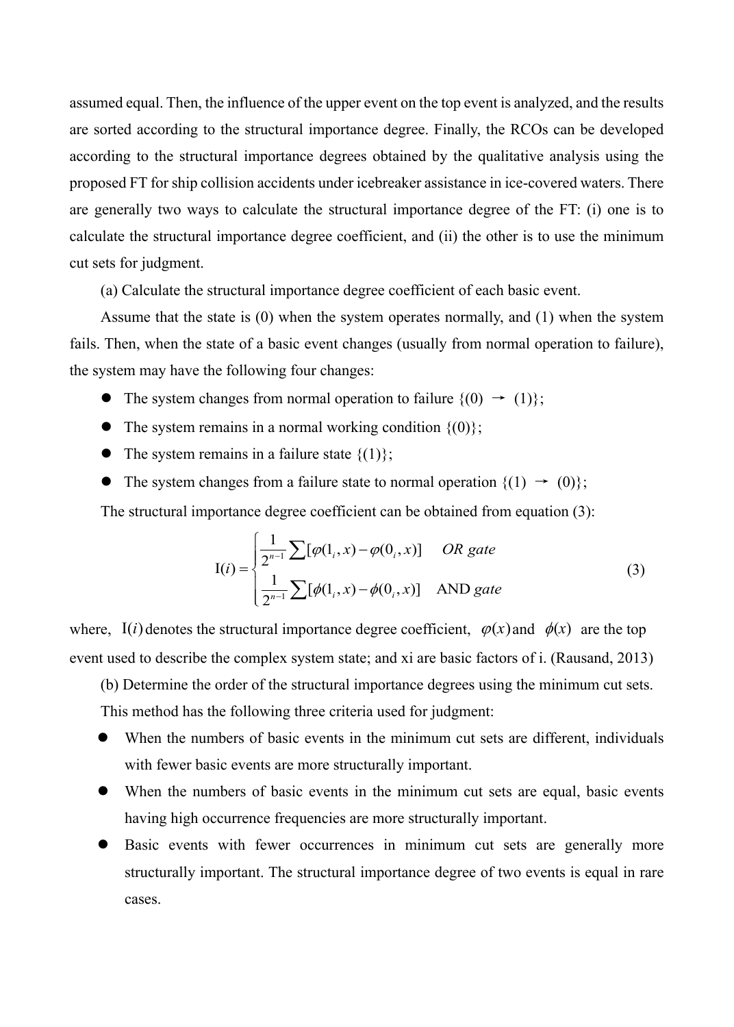assumed equal. Then, the influence of the upper event on the top event is analyzed, and the results are sorted according to the structural importance degree. Finally, the RCOs can be developed according to the structural importance degrees obtained by the qualitative analysis using the proposed FT for ship collision accidents under icebreaker assistance in ice-covered waters. There are generally two ways to calculate the structural importance degree of the FT: (i) one is to calculate the structural importance degree coefficient, and (ii) the other is to use the minimum cut sets for judgment.

(a) Calculate the structural importance degree coefficient of each basic event.

Assume that the state is (0) when the system operates normally, and (1) when the system fails. Then, when the state of a basic event changes (usually from normal operation to failure), the system may have the following four changes:

- The system changes from normal operation to failure {(0) → (1)};
- The system remains in a normal working condition {(0)};
- The system remains in a failure state {(1)};
- The system changes from a failure state to normal operation {(1) → (0)};

The structural importance degree coefficient can be obtained from equation (3):

$$\mathrm{I}(i)=\begin{cases}\dfrac{1}{2^{n-1}}\sum[\varphi(1_i,x)-\varphi(0_i,x)] & \textit{OR gate}\\[2mm] \dfrac{1}{2^{n-1}}\sum[\phi(1_i,x)-\phi(0_i,x)] & \text{AND } \textit{gate}\end{cases} \tag{3}$$

where, $\mathrm{I}(i)$ denotes the structural importance degree coefficient, $\varphi(x)$ and $\phi(x)$ are the top event used to describe the complex system state; and xi are basic factors of i. (Rausand, 2013)

(b) Determine the order of the structural importance degrees using the minimum cut sets.

This method has the following three criteria used for judgment:

- When the numbers of basic events in the minimum cut sets are different, individuals with fewer basic events are more structurally important.
- When the numbers of basic events in the minimum cut sets are equal, basic events having high occurrence frequencies are more structurally important.
- Basic events with fewer occurrences in minimum cut sets are generally more structurally important. The structural importance degree of two events is equal in rare cases.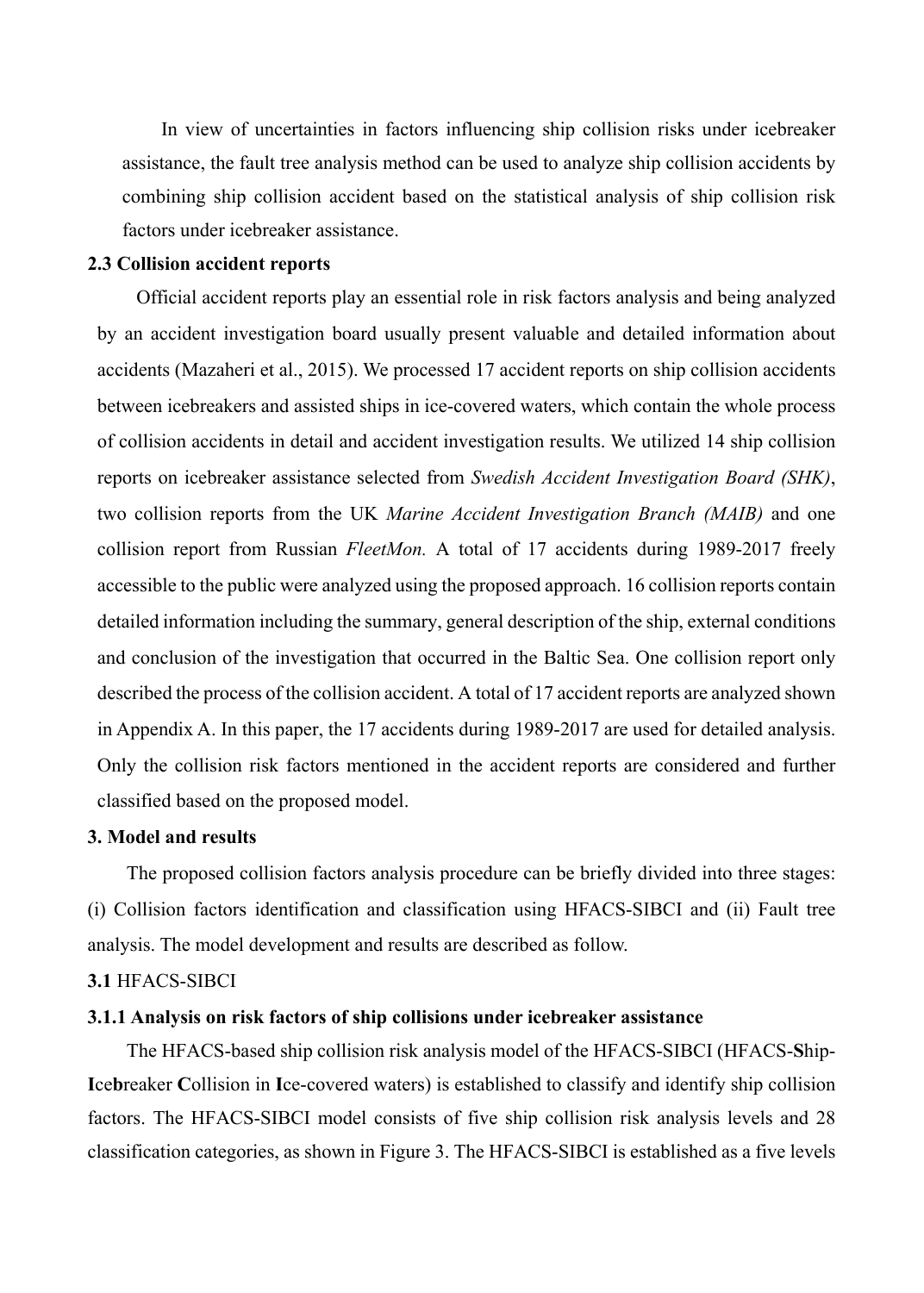In view of uncertainties in factors influencing ship collision risks under icebreaker assistance, the fault tree analysis method can be used to analyze ship collision accidents by combining ship collision accident based on the statistical analysis of ship collision risk factors under icebreaker assistance.

### 2.3 Collision accident reports

Official accident reports play an essential role in risk factors analysis and being analyzed by an accident investigation board usually present valuable and detailed information about accidents (Mazaheri et al., 2015). We processed 17 accident reports on ship collision accidents between icebreakers and assisted ships in ice-covered waters, which contain the whole process of collision accidents in detail and accident investigation results. We utilized 14 ship collision reports on icebreaker assistance selected from *Swedish Accident Investigation Board (SHK)*, two collision reports from the UK *Marine Accident Investigation Branch (MAIB)* and one collision report from Russian *FleetMon.* A total of 17 accidents during 1989-2017 freely accessible to the public were analyzed using the proposed approach. 16 collision reports contain detailed information including the summary, general description of the ship, external conditions and conclusion of the investigation that occurred in the Baltic Sea. One collision report only described the process of the collision accident. A total of 17 accident reports are analyzed shown in Appendix A. In this paper, the 17 accidents during 1989-2017 are used for detailed analysis. Only the collision risk factors mentioned in the accident reports are considered and further classified based on the proposed model.

## 3. Model and results

The proposed collision factors analysis procedure can be briefly divided into three stages: (i) Collision factors identification and classification using HFACS-SIBCI and (ii) Fault tree analysis. The model development and results are described as follow.

### 3.1 HFACS-SIBCI

#### 3.1.1 Analysis on risk factors of ship collisions under icebreaker assistance

The HFACS-based ship collision risk analysis model of the HFACS-SIBCI (HFACS-**S**hip-**I**ce**b**reaker **C**ollision in **I**ce-covered waters) is established to classify and identify ship collision factors. The HFACS-SIBCI model consists of five ship collision risk analysis levels and 28 classification categories, as shown in Figure 3. The HFACS-SIBCI is established as a five levels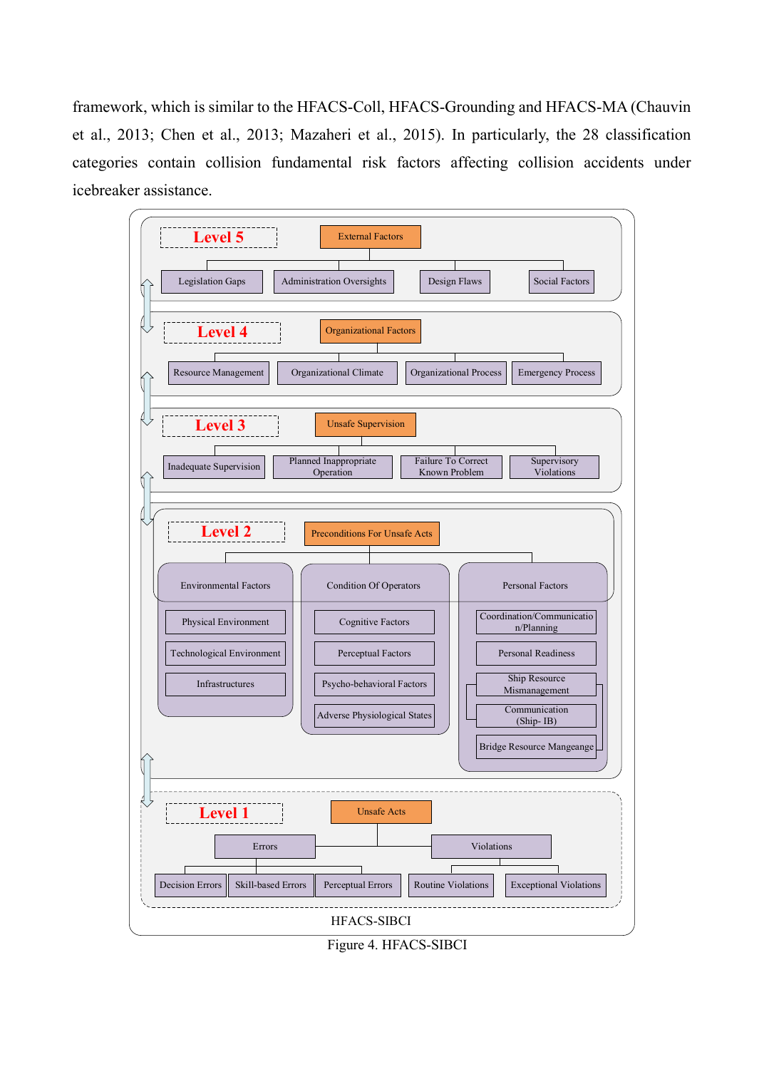framework, which is similar to the HFACS-Coll, HFACS-Grounding and HFACS-MA (Chauvin et al., 2013; Chen et al., 2013; Mazaheri et al., 2015). In particularly, the 28 classification categories contain collision fundamental risk factors affecting collision accidents under icebreaker assistance.

**Level 5** — External Factors
- Legislation Gaps
- Administration Oversights
- Design Flaws
- Social Factors

**Level 4** — Organizational Factors
- Resource Management
- Organizational Climate
- Organizational Process
- Emergency Process

**Level 3** — Unsafe Supervision
- Inadequate Supervision
- Planned Inappropriate Operation
- Failure To Correct Known Problem
- Supervisory Violations

**Level 2** — Preconditions For Unsafe Acts
- Environmental Factors
  - Physical Environment
  - Technological Environment
  - Infrastructures
- Condition Of Operators
  - Cognitive Factors
  - Perceptual Factors
  - Psycho-behavioral Factors
  - Adverse Physiological States
- Personal Factors
  - Coordination/Communication/Planning
  - Personal Readiness
  - Ship Resource Mismanagement
  - Communication (Ship- IB)
  - Bridge Resource Mangeange

**Level 1** — Unsafe Acts
- Errors
  - Decision Errors
  - Skill-based Errors
  - Perceptual Errors
- Violations
  - Routine Violations
  - Exceptional Violations

HFACS-SIBCI

Figure 4. HFACS-SIBCI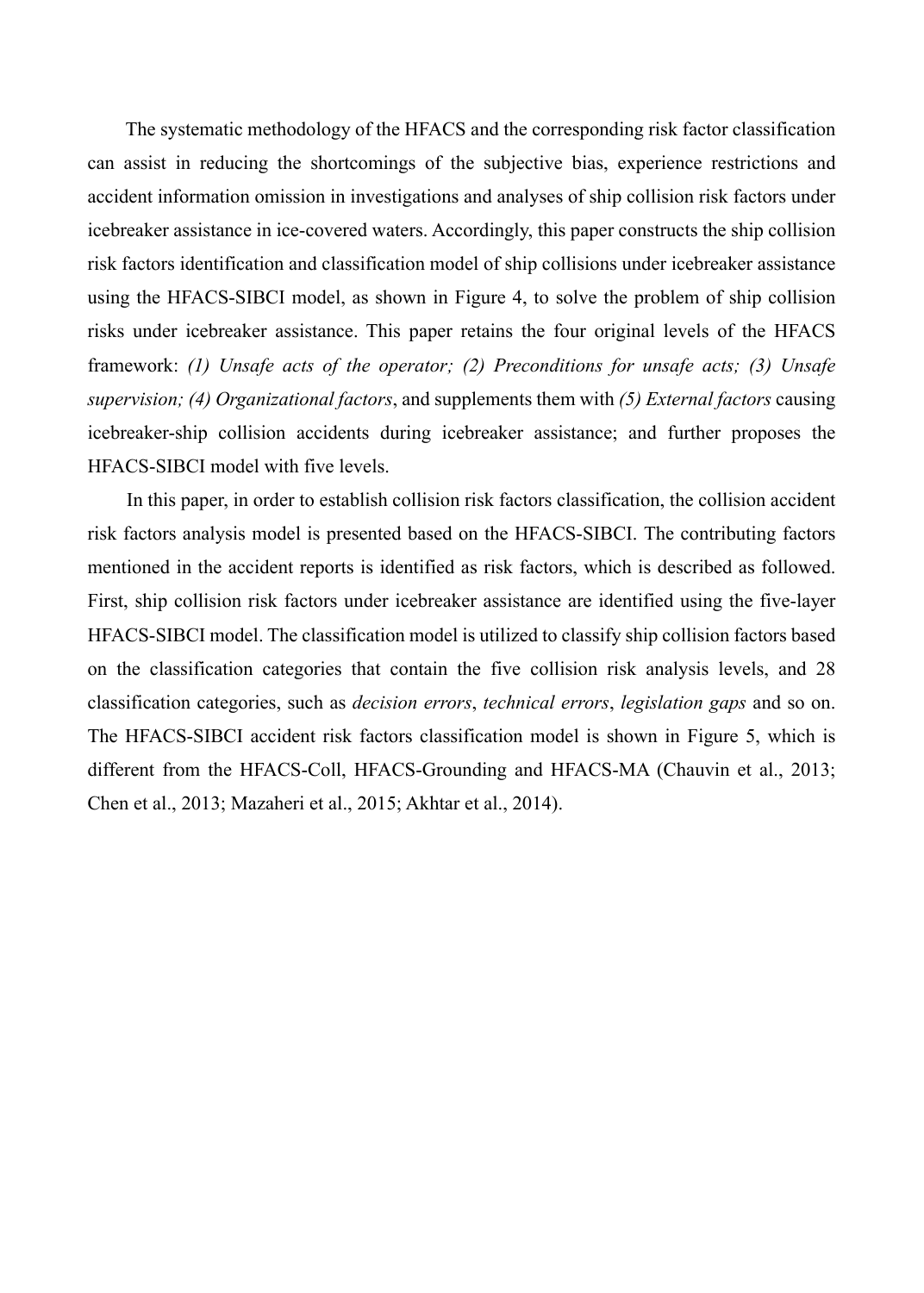The systematic methodology of the HFACS and the corresponding risk factor classification can assist in reducing the shortcomings of the subjective bias, experience restrictions and accident information omission in investigations and analyses of ship collision risk factors under icebreaker assistance in ice-covered waters. Accordingly, this paper constructs the ship collision risk factors identification and classification model of ship collisions under icebreaker assistance using the HFACS-SIBCI model, as shown in Figure 4, to solve the problem of ship collision risks under icebreaker assistance. This paper retains the four original levels of the HFACS framework: *(1) Unsafe acts of the operator; (2) Preconditions for unsafe acts; (3) Unsafe supervision; (4) Organizational factors*, and supplements them with *(5) External factors* causing icebreaker-ship collision accidents during icebreaker assistance; and further proposes the HFACS-SIBCI model with five levels.

In this paper, in order to establish collision risk factors classification, the collision accident risk factors analysis model is presented based on the HFACS-SIBCI. The contributing factors mentioned in the accident reports is identified as risk factors, which is described as followed. First, ship collision risk factors under icebreaker assistance are identified using the five-layer HFACS-SIBCI model. The classification model is utilized to classify ship collision factors based on the classification categories that contain the five collision risk analysis levels, and 28 classification categories, such as *decision errors*, *technical errors*, *legislation gaps* and so on. The HFACS-SIBCI accident risk factors classification model is shown in Figure 5, which is different from the HFACS-Coll, HFACS-Grounding and HFACS-MA (Chauvin et al., 2013; Chen et al., 2013; Mazaheri et al., 2015; Akhtar et al., 2014).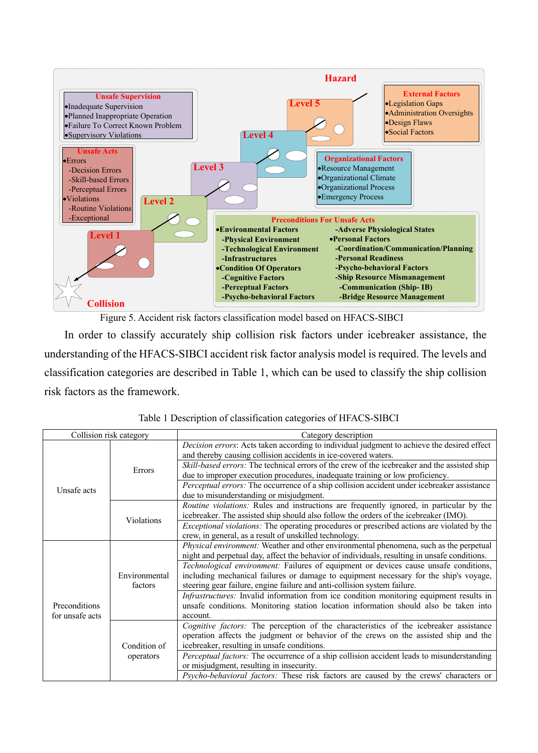Hazard

**Unsafe Supervision**
- Inadequate Supervision
- Planned Inappropriate Operation
- Failure To Correct Known Problem
- Supervisory Violations

**External Factors**
- Legislation Gaps
- Administration Oversights
- Design Flaws
- Social Factors

**Unsafe Acts**
- Errors
  - -Decision Errors
  - -Skill-based Errors
  - -Perceptual Errors
- Violations
  - -Routine Violations
  - -Exceptional

**Organizational Factors**
- Resource Management
- Organizational Climate
- Organizational Process
- Emergency Process

Level 5

Level 4

Level 3

Level 2

Level 1

**Preconditions For Unsafe Acts**
- **Environmental Factors**
  - **-Physical Environment**
  - **-Technological Environment**
  - **-Infrastructures**
- **Condition Of Operators**
  - **-Cognitive Factors**
  - **-Perceptual Factors**
  - **-Psycho-behavioral Factors**
  - **-Adverse Physiological States**
- **Personal Factors**
  - **-Coordination/Communication/Planning**
  - **-Personal Readiness**
  - **-Psycho-behavioral Factors**
  - **-Ship Resource Mismanagement**
  - **-Communication (Ship- IB)**
  - **-Bridge Resource Management**

Collision

Figure 5. Accident risk factors classification model based on HFACS-SIBCI

In order to classify accurately ship collision risk factors under icebreaker assistance, the understanding of the HFACS-SIBCI accident risk factor analysis model is required. The levels and classification categories are described in Table 1, which can be used to classify the ship collision risk factors as the framework.

Table 1 Description of classification categories of HFACS-SIBCI

| Collision risk category | | Category description |
|---|---|---|
| Unsafe acts | Errors | *Decision errors*: Acts taken according to individual judgment to achieve the desired effect and thereby causing collision accidents in ice-covered waters. |
| | | *Skill-based errors:* The technical errors of the crew of the icebreaker and the assisted ship due to improper execution procedures, inadequate training or low proficiency. |
| | | *Perceptual errors:* The occurrence of a ship collision accident under icebreaker assistance due to misunderstanding or misjudgment. |
| | Violations | *Routine violations:* Rules and instructions are frequently ignored, in particular by the icebreaker. The assisted ship should also follow the orders of the icebreaker (IMO). |
| | | *Exceptional violations:* The operating procedures or prescribed actions are violated by the crew, in general, as a result of unskilled technology. |
| Preconditions for unsafe acts | Environmental factors | *Physical environment:* Weather and other environmental phenomena, such as the perpetual night and perpetual day, affect the behavior of individuals, resulting in unsafe conditions. |
| | | *Technological environment:* Failures of equipment or devices cause unsafe conditions, including mechanical failures or damage to equipment necessary for the ship's voyage, steering gear failure, engine failure and anti-collision system failure. |
| | | *Infrastructures:* Invalid information from ice condition monitoring equipment results in unsafe conditions. Monitoring station location information should also be taken into account. |
| | Condition of operators | *Cognitive factors:* The perception of the characteristics of the icebreaker assistance operation affects the judgment or behavior of the crews on the assisted ship and the icebreaker, resulting in unsafe conditions. |
| | | *Perceptual factors:* The occurrence of a ship collision accident leads to misunderstanding or misjudgment, resulting in insecurity. |
| | | *Psycho-behavioral factors:* These risk factors are caused by the crews' characters or |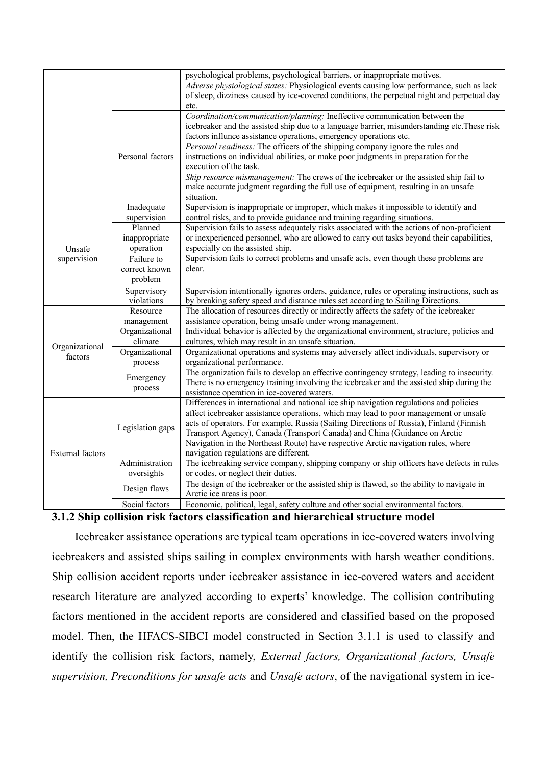| | | |
|---|---|---|
| | | psychological problems, psychological barriers, or inappropriate motives. |
| | | *Adverse physiological states:* Physiological events causing low performance, such as lack of sleep, dizziness caused by ice-covered conditions, the perpetual night and perpetual day etc. |
| | Personal factors | *Coordination/communication/planning:* Ineffective communication between the icebreaker and the assisted ship due to a language barrier, misunderstanding etc.These risk factors influnce assistance operations, emergency operations etc. |
| | | *Personal readiness:* The officers of the shipping company ignore the rules and instructions on individual abilities, or make poor judgments in preparation for the execution of the task. |
| | | *Ship resource mismanagement:* The crews of the icebreaker or the assisted ship fail to make accurate judgment regarding the full use of equipment, resulting in an unsafe situation. |
| Unsafe supervision | Inadequate supervision | Supervision is inappropriate or improper, which makes it impossible to identify and control risks, and to provide guidance and training regarding situations. |
| | Planned inappropriate operation | Supervision fails to assess adequately risks associated with the actions of non-proficient or inexperienced personnel, who are allowed to carry out tasks beyond their capabilities, especially on the assisted ship. |
| | Failure to correct known problem | Supervision fails to correct problems and unsafe acts, even though these problems are clear. |
| | Supervisory violations | Supervision intentionally ignores orders, guidance, rules or operating instructions, such as by breaking safety speed and distance rules set according to Sailing Directions. |
| Organizational factors | Resource management | The allocation of resources directly or indirectly affects the safety of the icebreaker assistance operation, being unsafe under wrong management. |
| | Organizational climate | Individual behavior is affected by the organizational environment, structure, policies and cultures, which may result in an unsafe situation. |
| | Organizational process | Organizational operations and systems may adversely affect individuals, supervisory or organizational performance. |
| | Emergency process | The organization fails to develop an effective contingency strategy, leading to insecurity. There is no emergency training involving the icebreaker and the assisted ship during the assistance operation in ice-covered waters. |
| External factors | Legislation gaps | Differences in international and national ice ship navigation regulations and policies affect icebreaker assistance operations, which may lead to poor management or unsafe acts of operators. For example, Russia (Sailing Directions of Russia), Finland (Finnish Transport Agency), Canada (Transport Canada) and China (Guidance on Arctic Navigation in the Northeast Route) have respective Arctic navigation rules, where navigation regulations are different. |
| | Administration oversights | The icebreaking service company, shipping company or ship officers have defects in rules or codes, or neglect their duties. |
| | Design flaws | The design of the icebreaker or the assisted ship is flawed, so the ability to navigate in Arctic ice areas is poor. |
| | Social factors | Economic, political, legal, safety culture and other social environmental factors. |

### 3.1.2 Ship collision risk factors classification and hierarchical structure model

Icebreaker assistance operations are typical team operations in ice-covered waters involving icebreakers and assisted ships sailing in complex environments with harsh weather conditions. Ship collision accident reports under icebreaker assistance in ice-covered waters and accident research literature are analyzed according to experts' knowledge. The collision contributing factors mentioned in the accident reports are considered and classified based on the proposed model. Then, the HFACS-SIBCI model constructed in Section 3.1.1 is used to classify and identify the collision risk factors, namely, *External factors, Organizational factors, Unsafe supervision, Preconditions for unsafe acts* and *Unsafe actors*, of the navigational system in ice-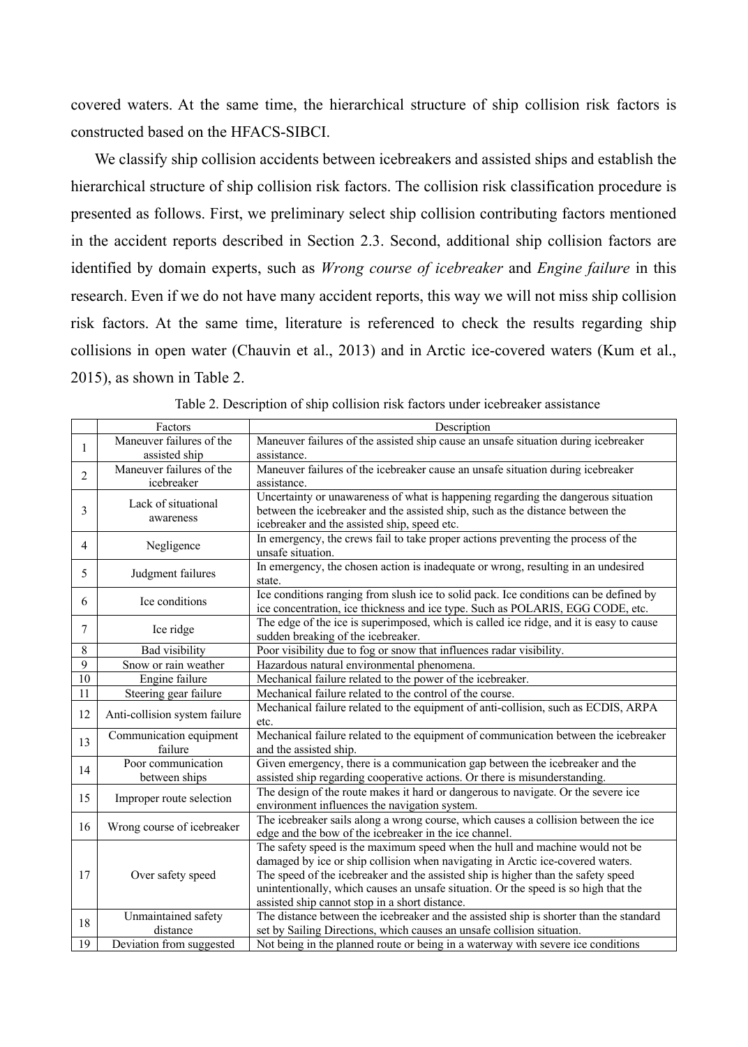covered waters. At the same time, the hierarchical structure of ship collision risk factors is constructed based on the HFACS-SIBCI.

We classify ship collision accidents between icebreakers and assisted ships and establish the hierarchical structure of ship collision risk factors. The collision risk classification procedure is presented as follows. First, we preliminary select ship collision contributing factors mentioned in the accident reports described in Section 2.3. Second, additional ship collision factors are identified by domain experts, such as *Wrong course of icebreaker* and *Engine failure* in this research. Even if we do not have many accident reports, this way we will not miss ship collision risk factors. At the same time, literature is referenced to check the results regarding ship collisions in open water (Chauvin et al., 2013) and in Arctic ice-covered waters (Kum et al., 2015), as shown in Table 2.

Table 2. Description of ship collision risk factors under icebreaker assistance

| | Factors | Description |
|---|---|---|
| 1 | Maneuver failures of the assisted ship | Maneuver failures of the assisted ship cause an unsafe situation during icebreaker assistance. |
| 2 | Maneuver failures of the icebreaker | Maneuver failures of the icebreaker cause an unsafe situation during icebreaker assistance. |
| 3 | Lack of situational awareness | Uncertainty or unawareness of what is happening regarding the dangerous situation between the icebreaker and the assisted ship, such as the distance between the icebreaker and the assisted ship, speed etc. |
| 4 | Negligence | In emergency, the crews fail to take proper actions preventing the process of the unsafe situation. |
| 5 | Judgment failures | In emergency, the chosen action is inadequate or wrong, resulting in an undesired state. |
| 6 | Ice conditions | Ice conditions ranging from slush ice to solid pack. Ice conditions can be defined by ice concentration, ice thickness and ice type. Such as POLARIS, EGG CODE, etc. |
| 7 | Ice ridge | The edge of the ice is superimposed, which is called ice ridge, and it is easy to cause sudden breaking of the icebreaker. |
| 8 | Bad visibility | Poor visibility due to fog or snow that influences radar visibility. |
| 9 | Snow or rain weather | Hazardous natural environmental phenomena. |
| 10 | Engine failure | Mechanical failure related to the power of the icebreaker. |
| 11 | Steering gear failure | Mechanical failure related to the control of the course. |
| 12 | Anti-collision system failure | Mechanical failure related to the equipment of anti-collision, such as ECDIS, ARPA etc. |
| 13 | Communication equipment failure | Mechanical failure related to the equipment of communication between the icebreaker and the assisted ship. |
| 14 | Poor communication between ships | Given emergency, there is a communication gap between the icebreaker and the assisted ship regarding cooperative actions. Or there is misunderstanding. |
| 15 | Improper route selection | The design of the route makes it hard or dangerous to navigate. Or the severe ice environment influences the navigation system. |
| 16 | Wrong course of icebreaker | The icebreaker sails along a wrong course, which causes a collision between the ice edge and the bow of the icebreaker in the ice channel. |
| 17 | Over safety speed | The safety speed is the maximum speed when the hull and machine would not be damaged by ice or ship collision when navigating in Arctic ice-covered waters. The speed of the icebreaker and the assisted ship is higher than the safety speed unintentionally, which causes an unsafe situation. Or the speed is so high that the assisted ship cannot stop in a short distance. |
| 18 | Unmaintained safety distance | The distance between the icebreaker and the assisted ship is shorter than the standard set by Sailing Directions, which causes an unsafe collision situation. |
| 19 | Deviation from suggested | Not being in the planned route or being in a waterway with severe ice conditions |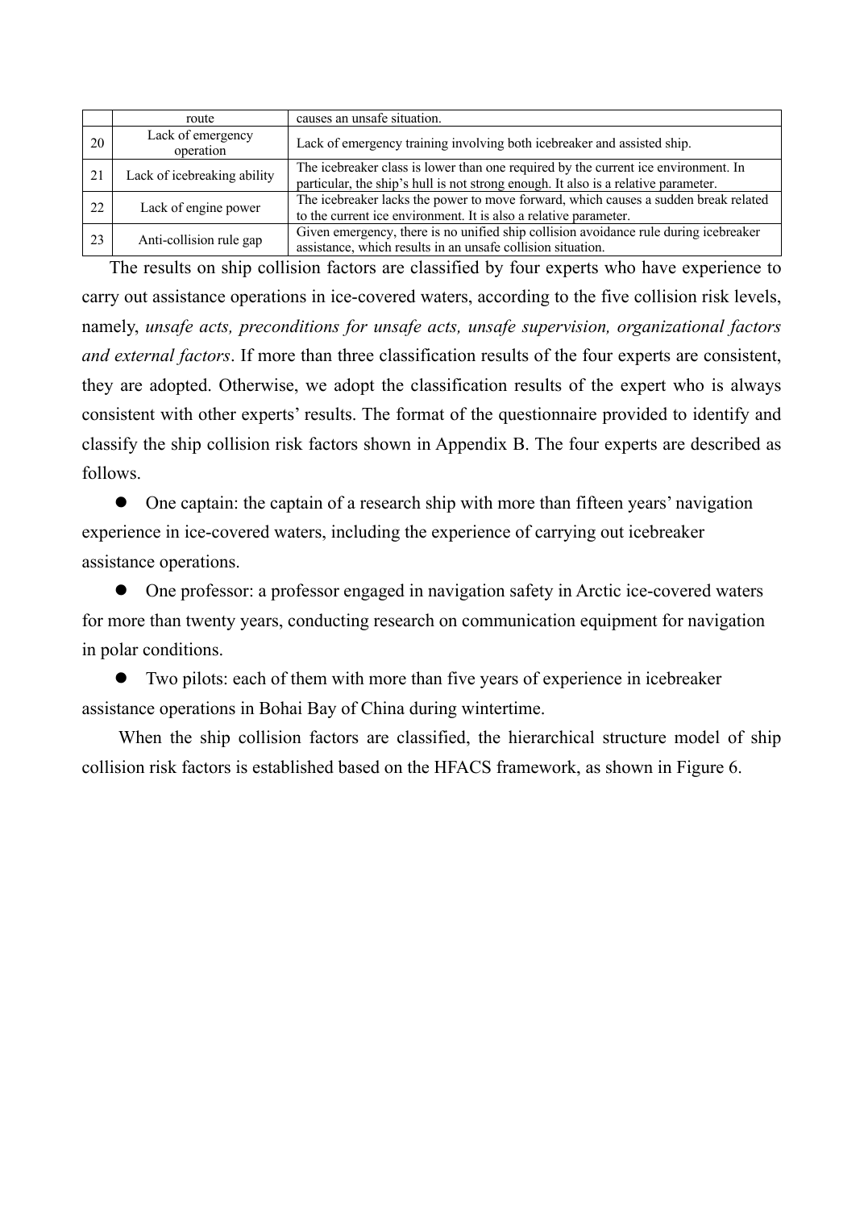|  | route | causes an unsafe situation. |
|---|---|---|
| 20 | Lack of emergency operation | Lack of emergency training involving both icebreaker and assisted ship. |
| 21 | Lack of icebreaking ability | The icebreaker class is lower than one required by the current ice environment. In particular, the ship's hull is not strong enough. It also is a relative parameter. |
| 22 | Lack of engine power | The icebreaker lacks the power to move forward, which causes a sudden break related to the current ice environment. It is also a relative parameter. |
| 23 | Anti-collision rule gap | Given emergency, there is no unified ship collision avoidance rule during icebreaker assistance, which results in an unsafe collision situation. |

The results on ship collision factors are classified by four experts who have experience to carry out assistance operations in ice-covered waters, according to the five collision risk levels, namely, *unsafe acts, preconditions for unsafe acts, unsafe supervision, organizational factors and external factors*. If more than three classification results of the four experts are consistent, they are adopted. Otherwise, we adopt the classification results of the expert who is always consistent with other experts' results. The format of the questionnaire provided to identify and classify the ship collision risk factors shown in Appendix B. The four experts are described as follows.

- One captain: the captain of a research ship with more than fifteen years' navigation experience in ice-covered waters, including the experience of carrying out icebreaker assistance operations.
- One professor: a professor engaged in navigation safety in Arctic ice-covered waters for more than twenty years, conducting research on communication equipment for navigation in polar conditions.
- Two pilots: each of them with more than five years of experience in icebreaker assistance operations in Bohai Bay of China during wintertime.

When the ship collision factors are classified, the hierarchical structure model of ship collision risk factors is established based on the HFACS framework, as shown in Figure 6.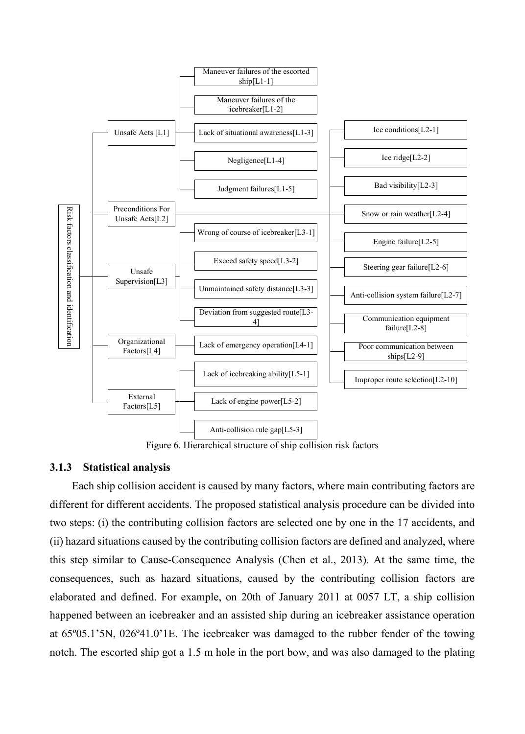- Risk factors classification and identification
  - Unsafe Acts [L1]
    - Maneuver failures of the escorted ship[L1-1]
    - Maneuver failures of the icebreaker[L1-2]
    - Lack of situational awareness[L1-3]
    - Negligence[L1-4]
    - Judgment failures[L1-5]
  - Preconditions For Unsafe Acts[L2]
    - Ice conditions[L2-1]
    - Ice ridge[L2-2]
    - Bad visibility[L2-3]
    - Snow or rain weather[L2-4]
    - Engine failure[L2-5]
    - Steering gear failure[L2-6]
    - Anti-collision system failure[L2-7]
    - Communication equipment failure[L2-8]
    - Poor communication between ships[L2-9]
    - Improper route selection[L2-10]
  - Unsafe Supervision[L3]
    - Wrong of course of icebreaker[L3-1]
    - Exceed safety speed[L3-2]
    - Unmaintained safety distance[L3-3]
    - Deviation from suggested route[L3-4]
  - Organizational Factors[L4]
    - Lack of emergency operation[L4-1]
  - External Factors[L5]
    - Lack of icebreaking ability[L5-1]
    - Lack of engine power[L5-2]
    - Anti-collision rule gap[L5-3]

Figure 6. Hierarchical structure of ship collision risk factors

### 3.1.3 Statistical analysis

Each ship collision accident is caused by many factors, where main contributing factors are different for different accidents. The proposed statistical analysis procedure can be divided into two steps: (i) the contributing collision factors are selected one by one in the 17 accidents, and (ii) hazard situations caused by the contributing collision factors are defined and analyzed, where this step similar to Cause-Consequence Analysis (Chen et al., 2013). At the same time, the consequences, such as hazard situations, caused by the contributing collision factors are elaborated and defined. For example, on 20th of January 2011 at 0057 LT, a ship collision happened between an icebreaker and an assisted ship during an icebreaker assistance operation at 65º05.1'5N, 026º41.0'1E. The icebreaker was damaged to the rubber fender of the towing notch. The escorted ship got a 1.5 m hole in the port bow, and was also damaged to the plating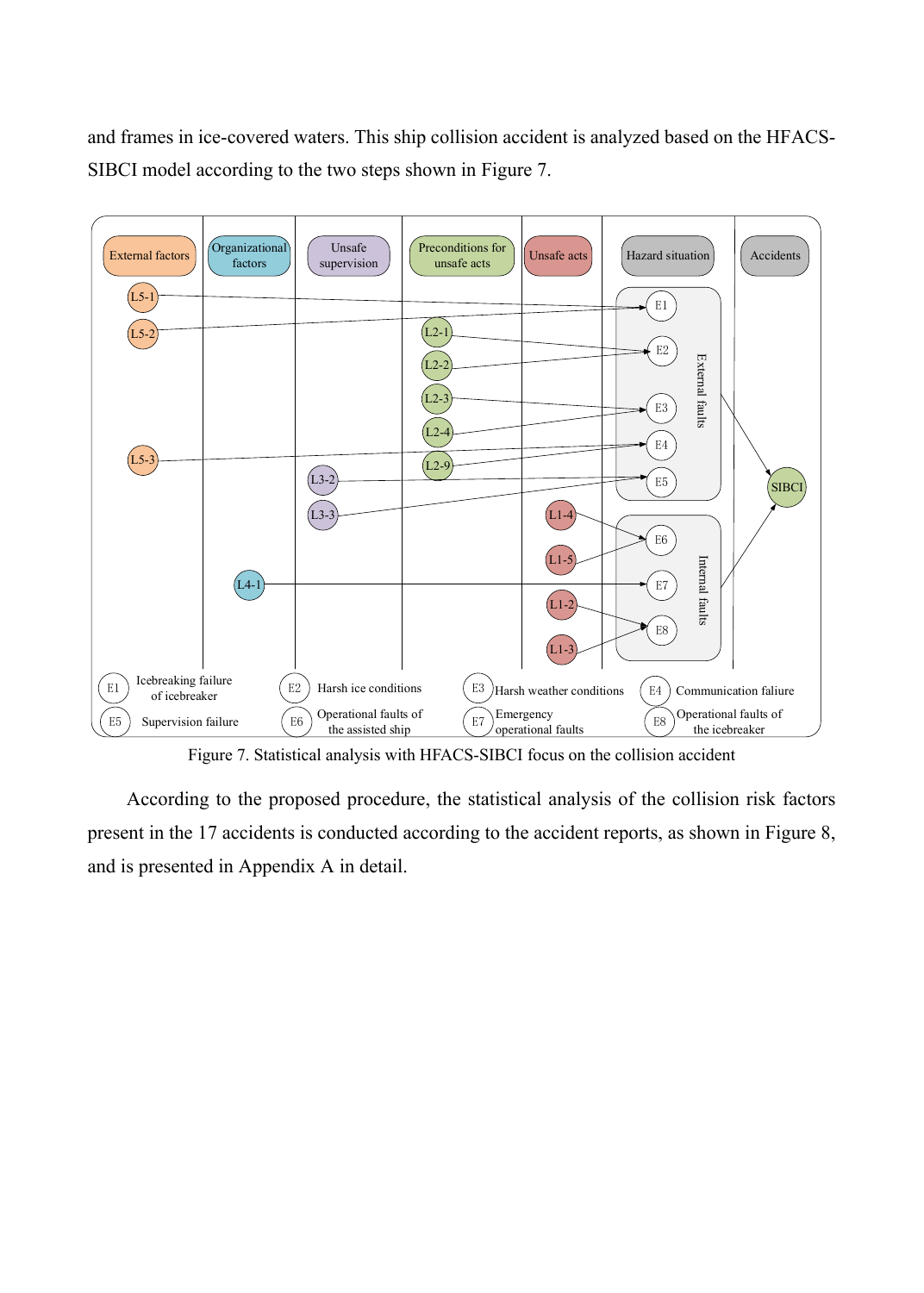and frames in ice-covered waters. This ship collision accident is analyzed based on the HFACS-SIBCI model according to the two steps shown in Figure 7.

Figure 7. Statistical analysis with HFACS-SIBCI focus on the collision accident

According to the proposed procedure, the statistical analysis of the collision risk factors present in the 17 accidents is conducted according to the accident reports, as shown in Figure 8, and is presented in Appendix A in detail.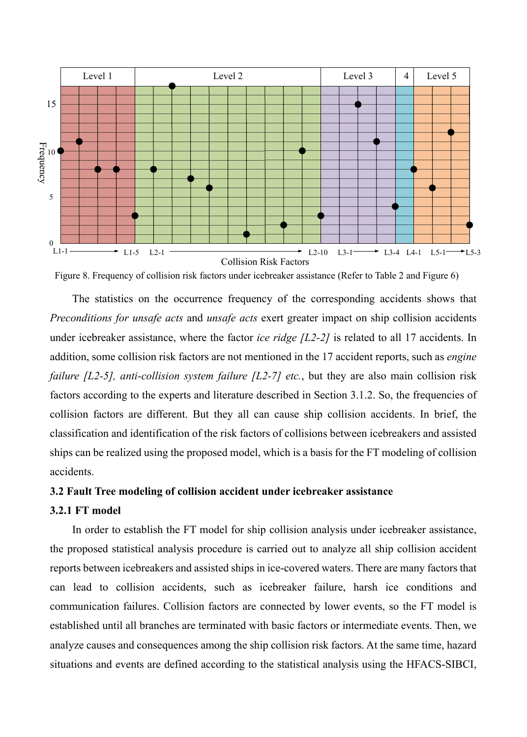Figure 8. Frequency of collision risk factors under icebreaker assistance (Refer to Table 2 and Figure 6)

The statistics on the occurrence frequency of the corresponding accidents shows that *Preconditions for unsafe acts* and *unsafe acts* exert greater impact on ship collision accidents under icebreaker assistance, where the factor *ice ridge [L2-2]* is related to all 17 accidents. In addition, some collision risk factors are not mentioned in the 17 accident reports, such as *engine failure [L2-5], anti-collision system failure [L2-7] etc.*, but they are also main collision risk factors according to the experts and literature described in Section 3.1.2. So, the frequencies of collision factors are different. But they all can cause ship collision accidents. In brief, the classification and identification of the risk factors of collisions between icebreakers and assisted ships can be realized using the proposed model, which is a basis for the FT modeling of collision accidents.

### 3.2 Fault Tree modeling of collision accident under icebreaker assistance

#### 3.2.1 FT model

In order to establish the FT model for ship collision analysis under icebreaker assistance, the proposed statistical analysis procedure is carried out to analyze all ship collision accident reports between icebreakers and assisted ships in ice-covered waters. There are many factors that can lead to collision accidents, such as icebreaker failure, harsh ice conditions and communication failures. Collision factors are connected by lower events, so the FT model is established until all branches are terminated with basic factors or intermediate events. Then, we analyze causes and consequences among the ship collision risk factors. At the same time, hazard situations and events are defined according to the statistical analysis using the HFACS-SIBCI,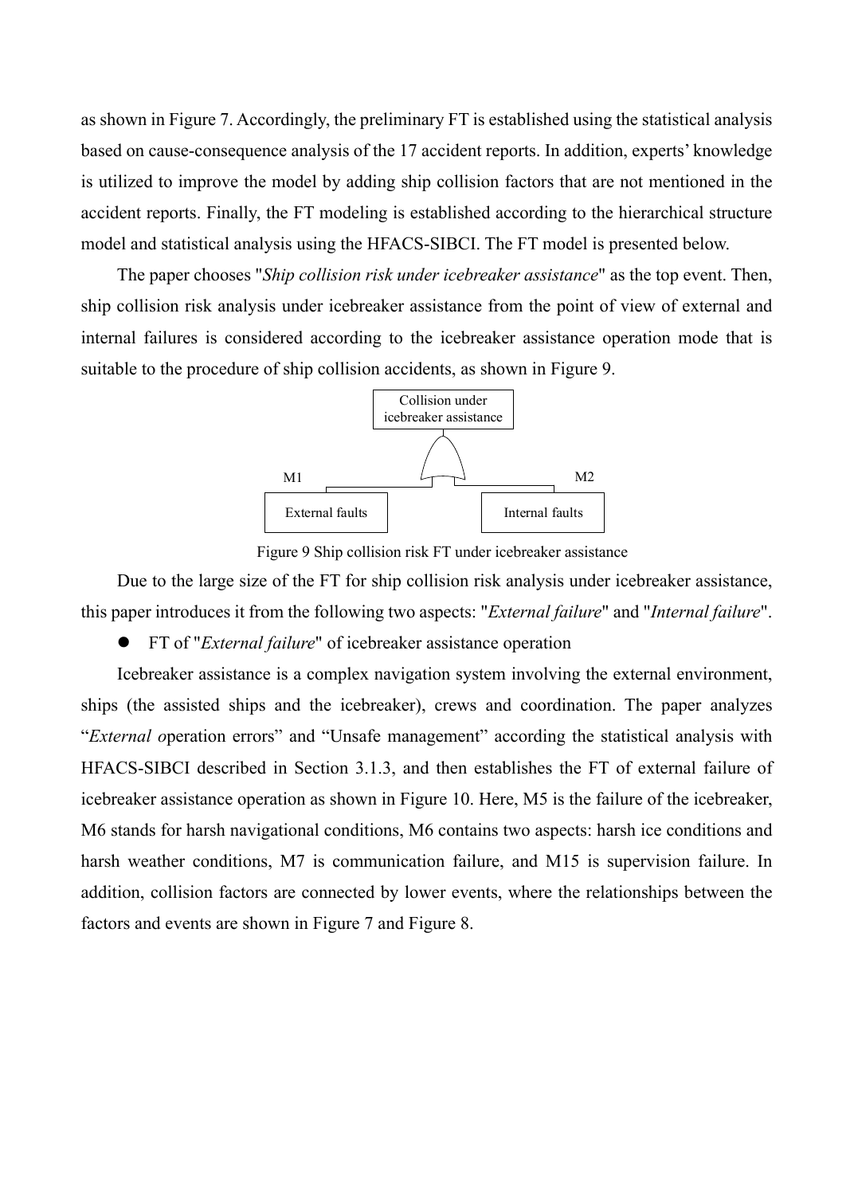as shown in Figure 7. Accordingly, the preliminary FT is established using the statistical analysis based on cause-consequence analysis of the 17 accident reports. In addition, experts' knowledge is utilized to improve the model by adding ship collision factors that are not mentioned in the accident reports. Finally, the FT modeling is established according to the hierarchical structure model and statistical analysis using the HFACS-SIBCI. The FT model is presented below.

The paper chooses "*Ship collision risk under icebreaker assistance*" as the top event. Then, ship collision risk analysis under icebreaker assistance from the point of view of external and internal failures is considered according to the icebreaker assistance operation mode that is suitable to the procedure of ship collision accidents, as shown in Figure 9.

Collision under icebreaker assistance

M1 External faults

M2 Internal faults

Figure 9 Ship collision risk FT under icebreaker assistance

Due to the large size of the FT for ship collision risk analysis under icebreaker assistance, this paper introduces it from the following two aspects: "*External failure*" and "*Internal failure*".

- FT of "*External failure*" of icebreaker assistance operation

Icebreaker assistance is a complex navigation system involving the external environment, ships (the assisted ships and the icebreaker), crews and coordination. The paper analyzes "*External o*peration errors" and "Unsafe management" according the statistical analysis with HFACS-SIBCI described in Section 3.1.3, and then establishes the FT of external failure of icebreaker assistance operation as shown in Figure 10. Here, M5 is the failure of the icebreaker, M6 stands for harsh navigational conditions, M6 contains two aspects: harsh ice conditions and harsh weather conditions, M7 is communication failure, and M15 is supervision failure. In addition, collision factors are connected by lower events, where the relationships between the factors and events are shown in Figure 7 and Figure 8.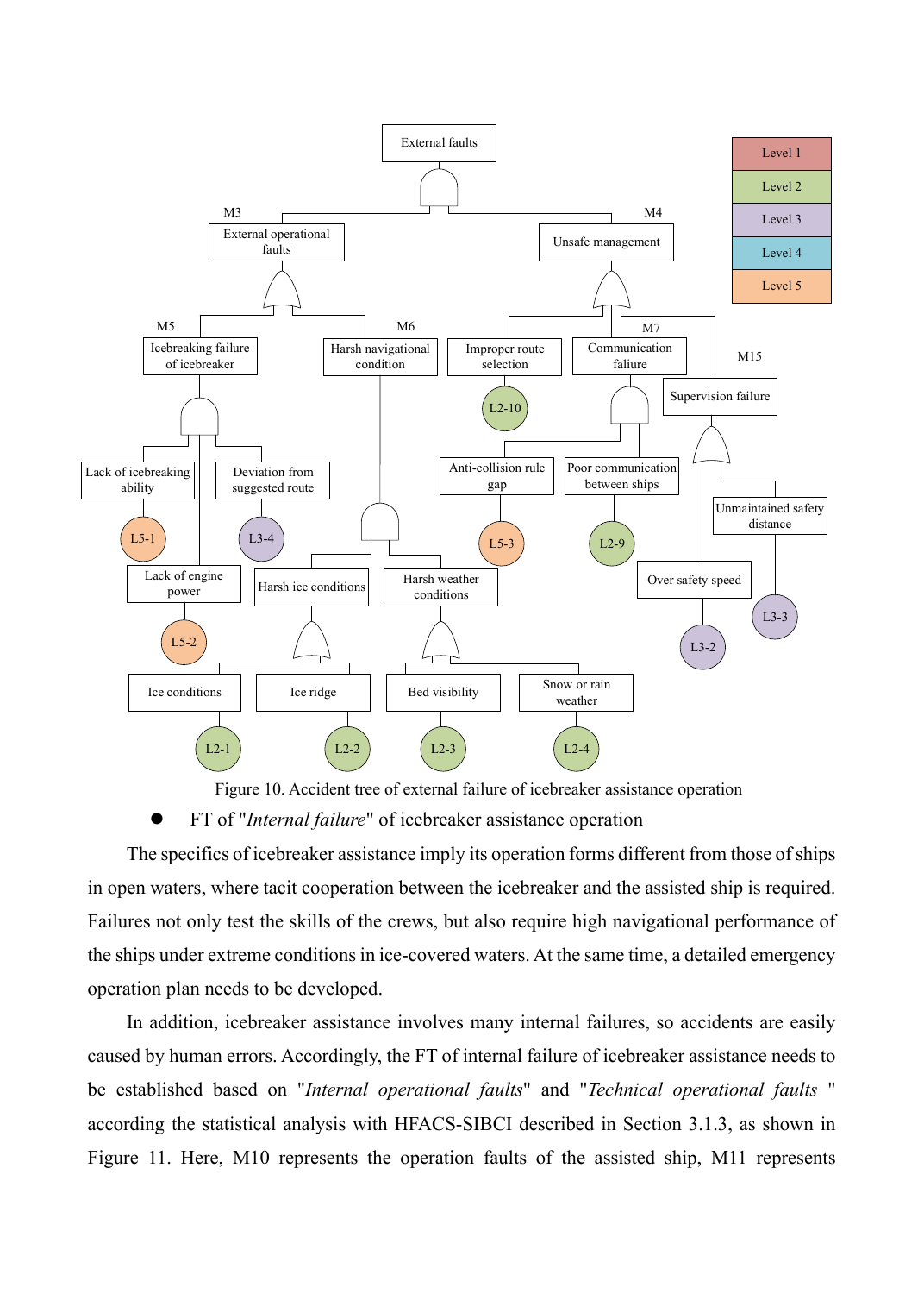Figure 10. Accident tree of external failure of icebreaker assistance operation

- FT of "*Internal failure*" of icebreaker assistance operation

The specifics of icebreaker assistance imply its operation forms different from those of ships in open waters, where tacit cooperation between the icebreaker and the assisted ship is required. Failures not only test the skills of the crews, but also require high navigational performance of the ships under extreme conditions in ice-covered waters. At the same time, a detailed emergency operation plan needs to be developed.

In addition, icebreaker assistance involves many internal failures, so accidents are easily caused by human errors. Accordingly, the FT of internal failure of icebreaker assistance needs to be established based on "*Internal operational faults*" and "*Technical operational faults* " according the statistical analysis with HFACS-SIBCI described in Section 3.1.3, as shown in Figure 11. Here, M10 represents the operation faults of the assisted ship, M11 represents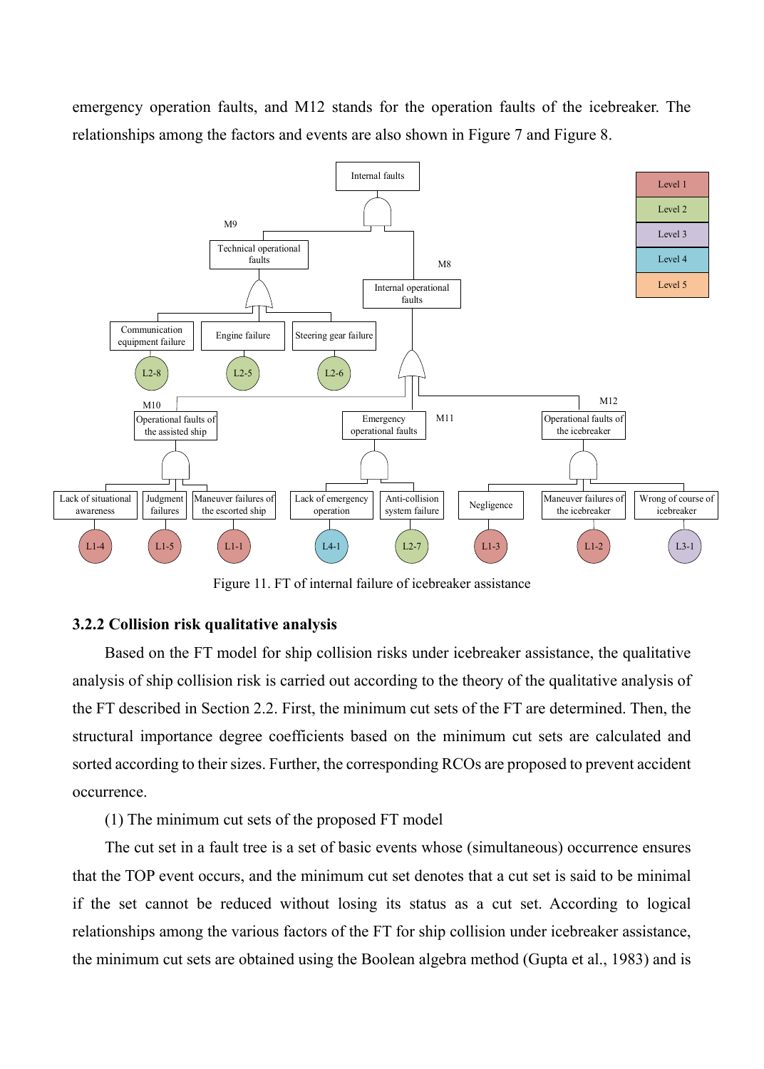emergency operation faults, and M12 stands for the operation faults of the icebreaker. The relationships among the factors and events are also shown in Figure 7 and Figure 8.

Figure 11. FT of internal failure of icebreaker assistance

### 3.2.2 Collision risk qualitative analysis

Based on the FT model for ship collision risks under icebreaker assistance, the qualitative analysis of ship collision risk is carried out according to the theory of the qualitative analysis of the FT described in Section 2.2. First, the minimum cut sets of the FT are determined. Then, the structural importance degree coefficients based on the minimum cut sets are calculated and sorted according to their sizes. Further, the corresponding RCOs are proposed to prevent accident occurrence.

(1) The minimum cut sets of the proposed FT model

The cut set in a fault tree is a set of basic events whose (simultaneous) occurrence ensures that the TOP event occurs, and the minimum cut set denotes that a cut set is said to be minimal if the set cannot be reduced without losing its status as a cut set. According to logical relationships among the various factors of the FT for ship collision under icebreaker assistance, the minimum cut sets are obtained using the Boolean algebra method (Gupta et al., 1983) and is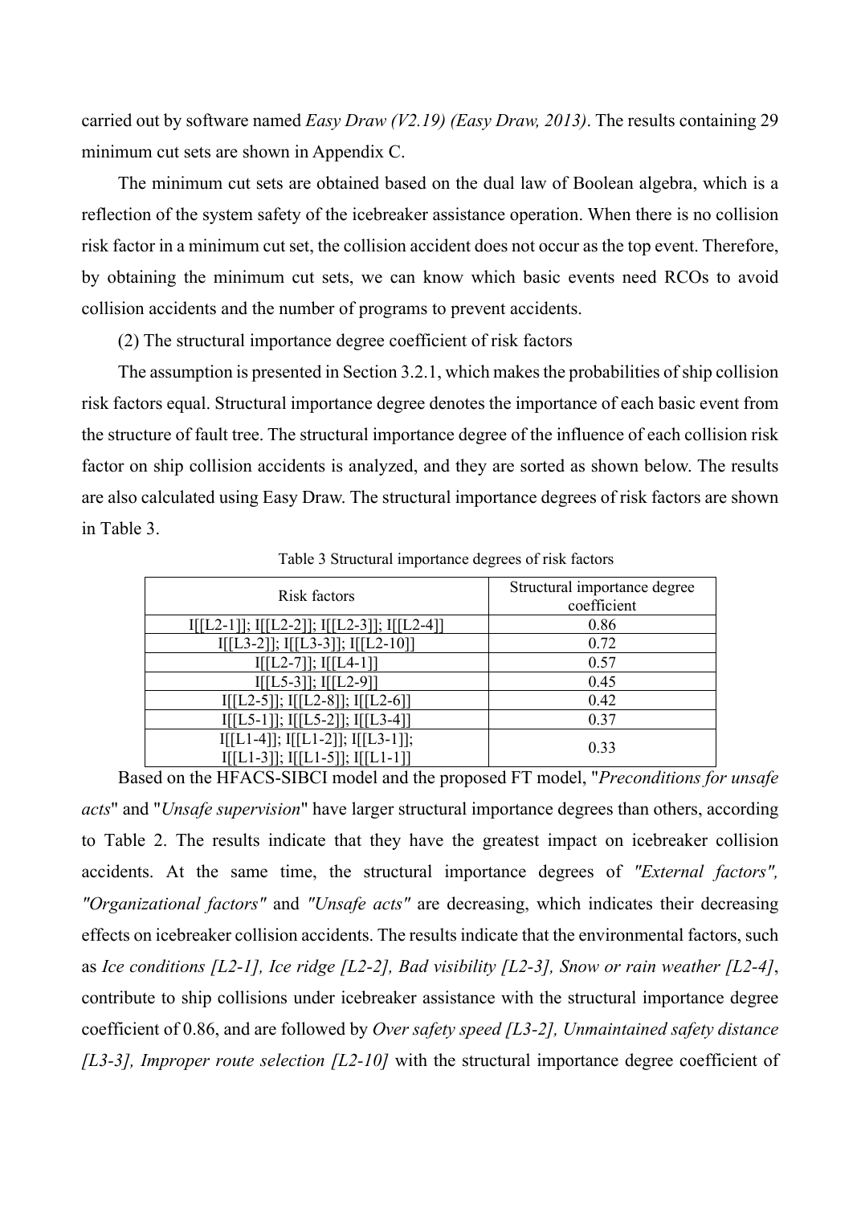carried out by software named *Easy Draw (V2.19) (Easy Draw, 2013)*. The results containing 29 minimum cut sets are shown in Appendix C.

The minimum cut sets are obtained based on the dual law of Boolean algebra, which is a reflection of the system safety of the icebreaker assistance operation. When there is no collision risk factor in a minimum cut set, the collision accident does not occur as the top event. Therefore, by obtaining the minimum cut sets, we can know which basic events need RCOs to avoid collision accidents and the number of programs to prevent accidents.

(2) The structural importance degree coefficient of risk factors

The assumption is presented in Section 3.2.1, which makes the probabilities of ship collision risk factors equal. Structural importance degree denotes the importance of each basic event from the structure of fault tree. The structural importance degree of the influence of each collision risk factor on ship collision accidents is analyzed, and they are sorted as shown below. The results are also calculated using Easy Draw. The structural importance degrees of risk factors are shown in Table 3.

Table 3 Structural importance degrees of risk factors

| Risk factors | Structural importance degree coefficient |
| --- | --- |
| I[[L2-1]]; I[[L2-2]]; I[[L2-3]]; I[[L2-4]] | 0.86 |
| I[[L3-2]]; I[[L3-3]]; I[[L2-10]] | 0.72 |
| I[[L2-7]]; I[[L4-1]] | 0.57 |
| I[[L5-3]]; I[[L2-9]] | 0.45 |
| I[[L2-5]]; I[[L2-8]]; I[[L2-6]] | 0.42 |
| I[[L5-1]]; I[[L5-2]]; I[[L3-4]] | 0.37 |
| I[[L1-4]]; I[[L1-2]]; I[[L3-1]]; I[[L1-3]]; I[[L1-5]]; I[[L1-1]] | 0.33 |

Based on the HFACS-SIBCI model and the proposed FT model, "*Preconditions for unsafe acts*" and "*Unsafe supervision*" have larger structural importance degrees than others, according to Table 2. The results indicate that they have the greatest impact on icebreaker collision accidents. At the same time, the structural importance degrees of *"External factors", "Organizational factors"* and *"Unsafe acts"* are decreasing, which indicates their decreasing effects on icebreaker collision accidents. The results indicate that the environmental factors, such as *Ice conditions [L2-1], Ice ridge [L2-2], Bad visibility [L2-3], Snow or rain weather [L2-4]*, contribute to ship collisions under icebreaker assistance with the structural importance degree coefficient of 0.86, and are followed by *Over safety speed [L3-2], Unmaintained safety distance [L3-3], Improper route selection [L2-10]* with the structural importance degree coefficient of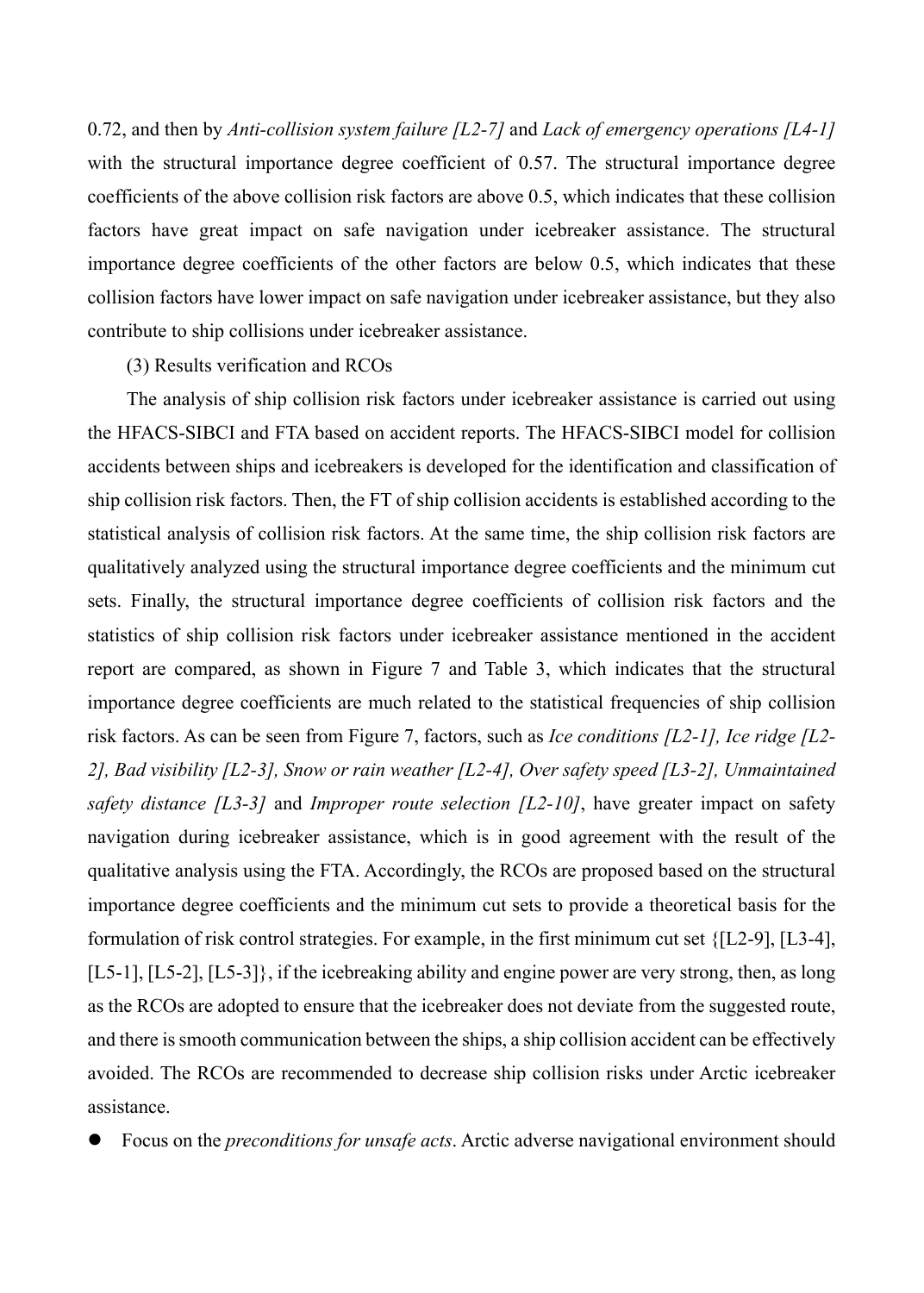0.72, and then by *Anti-collision system failure [L2-7]* and *Lack of emergency operations [L4-1]* with the structural importance degree coefficient of 0.57. The structural importance degree coefficients of the above collision risk factors are above 0.5, which indicates that these collision factors have great impact on safe navigation under icebreaker assistance. The structural importance degree coefficients of the other factors are below 0.5, which indicates that these collision factors have lower impact on safe navigation under icebreaker assistance, but they also contribute to ship collisions under icebreaker assistance.

(3) Results verification and RCOs

The analysis of ship collision risk factors under icebreaker assistance is carried out using the HFACS-SIBCI and FTA based on accident reports. The HFACS-SIBCI model for collision accidents between ships and icebreakers is developed for the identification and classification of ship collision risk factors. Then, the FT of ship collision accidents is established according to the statistical analysis of collision risk factors. At the same time, the ship collision risk factors are qualitatively analyzed using the structural importance degree coefficients and the minimum cut sets. Finally, the structural importance degree coefficients of collision risk factors and the statistics of ship collision risk factors under icebreaker assistance mentioned in the accident report are compared, as shown in Figure 7 and Table 3, which indicates that the structural importance degree coefficients are much related to the statistical frequencies of ship collision risk factors. As can be seen from Figure 7, factors, such as *Ice conditions [L2-1], Ice ridge [L2-2], Bad visibility [L2-3], Snow or rain weather [L2-4], Over safety speed [L3-2], Unmaintained safety distance [L3-3]* and *Improper route selection [L2-10]*, have greater impact on safety navigation during icebreaker assistance, which is in good agreement with the result of the qualitative analysis using the FTA. Accordingly, the RCOs are proposed based on the structural importance degree coefficients and the minimum cut sets to provide a theoretical basis for the formulation of risk control strategies. For example, in the first minimum cut set {[L2-9], [L3-4], [L5-1], [L5-2], [L5-3]}, if the icebreaking ability and engine power are very strong, then, as long as the RCOs are adopted to ensure that the icebreaker does not deviate from the suggested route, and there is smooth communication between the ships, a ship collision accident can be effectively avoided. The RCOs are recommended to decrease ship collision risks under Arctic icebreaker assistance.

- Focus on the *preconditions for unsafe acts*. Arctic adverse navigational environment should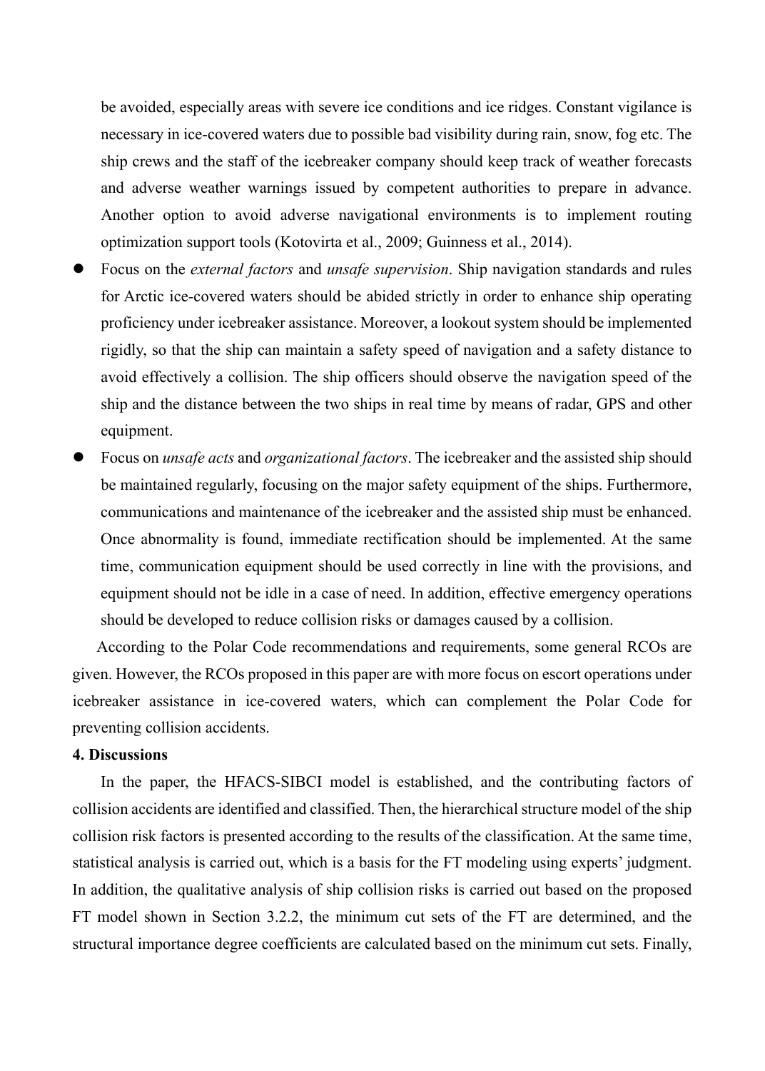be avoided, especially areas with severe ice conditions and ice ridges. Constant vigilance is necessary in ice-covered waters due to possible bad visibility during rain, snow, fog etc. The ship crews and the staff of the icebreaker company should keep track of weather forecasts and adverse weather warnings issued by competent authorities to prepare in advance. Another option to avoid adverse navigational environments is to implement routing optimization support tools (Kotovirta et al., 2009; Guinness et al., 2014).

- Focus on the *external factors* and *unsafe supervision*. Ship navigation standards and rules for Arctic ice-covered waters should be abided strictly in order to enhance ship operating proficiency under icebreaker assistance. Moreover, a lookout system should be implemented rigidly, so that the ship can maintain a safety speed of navigation and a safety distance to avoid effectively a collision. The ship officers should observe the navigation speed of the ship and the distance between the two ships in real time by means of radar, GPS and other equipment.
- Focus on *unsafe acts* and *organizational factors*. The icebreaker and the assisted ship should be maintained regularly, focusing on the major safety equipment of the ships. Furthermore, communications and maintenance of the icebreaker and the assisted ship must be enhanced. Once abnormality is found, immediate rectification should be implemented. At the same time, communication equipment should be used correctly in line with the provisions, and equipment should not be idle in a case of need. In addition, effective emergency operations should be developed to reduce collision risks or damages caused by a collision.

According to the Polar Code recommendations and requirements, some general RCOs are given. However, the RCOs proposed in this paper are with more focus on escort operations under icebreaker assistance in ice-covered waters, which can complement the Polar Code for preventing collision accidents.

## 4. Discussions

In the paper, the HFACS-SIBCI model is established, and the contributing factors of collision accidents are identified and classified. Then, the hierarchical structure model of the ship collision risk factors is presented according to the results of the classification. At the same time, statistical analysis is carried out, which is a basis for the FT modeling using experts' judgment. In addition, the qualitative analysis of ship collision risks is carried out based on the proposed FT model shown in Section 3.2.2, the minimum cut sets of the FT are determined, and the structural importance degree coefficients are calculated based on the minimum cut sets. Finally,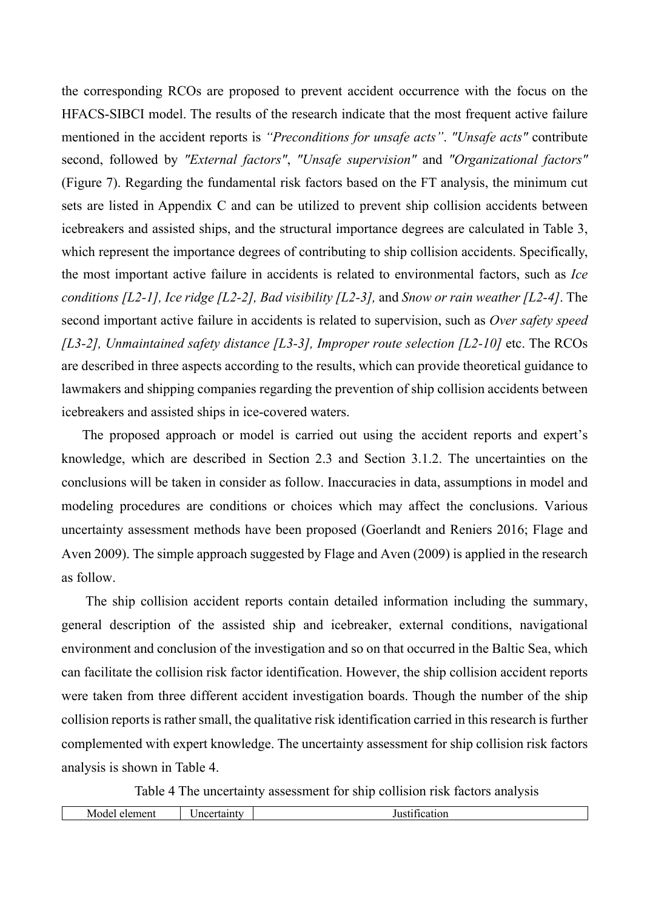the corresponding RCOs are proposed to prevent accident occurrence with the focus on the HFACS-SIBCI model. The results of the research indicate that the most frequent active failure mentioned in the accident reports is *"Preconditions for unsafe acts"*. *"Unsafe acts"* contribute second, followed by *"External factors"*, *"Unsafe supervision"* and *"Organizational factors"* (Figure 7). Regarding the fundamental risk factors based on the FT analysis, the minimum cut sets are listed in Appendix C and can be utilized to prevent ship collision accidents between icebreakers and assisted ships, and the structural importance degrees are calculated in Table 3, which represent the importance degrees of contributing to ship collision accidents. Specifically, the most important active failure in accidents is related to environmental factors, such as *Ice conditions [L2-1], Ice ridge [L2-2], Bad visibility [L2-3],* and *Snow or rain weather [L2-4]*. The second important active failure in accidents is related to supervision, such as *Over safety speed [L3-2], Unmaintained safety distance [L3-3], Improper route selection [L2-10]* etc. The RCOs are described in three aspects according to the results, which can provide theoretical guidance to lawmakers and shipping companies regarding the prevention of ship collision accidents between icebreakers and assisted ships in ice-covered waters.

The proposed approach or model is carried out using the accident reports and expert's knowledge, which are described in Section 2.3 and Section 3.1.2. The uncertainties on the conclusions will be taken in consider as follow. Inaccuracies in data, assumptions in model and modeling procedures are conditions or choices which may affect the conclusions. Various uncertainty assessment methods have been proposed (Goerlandt and Reniers 2016; Flage and Aven 2009). The simple approach suggested by Flage and Aven (2009) is applied in the research as follow.

The ship collision accident reports contain detailed information including the summary, general description of the assisted ship and icebreaker, external conditions, navigational environment and conclusion of the investigation and so on that occurred in the Baltic Sea, which can facilitate the collision risk factor identification. However, the ship collision accident reports were taken from three different accident investigation boards. Though the number of the ship collision reports is rather small, the qualitative risk identification carried in this research is further complemented with expert knowledge. The uncertainty assessment for ship collision risk factors analysis is shown in Table 4.

Table 4 The uncertainty assessment for ship collision risk factors analysis

| Model element | Uncertainty | Justification |
|---|---|---|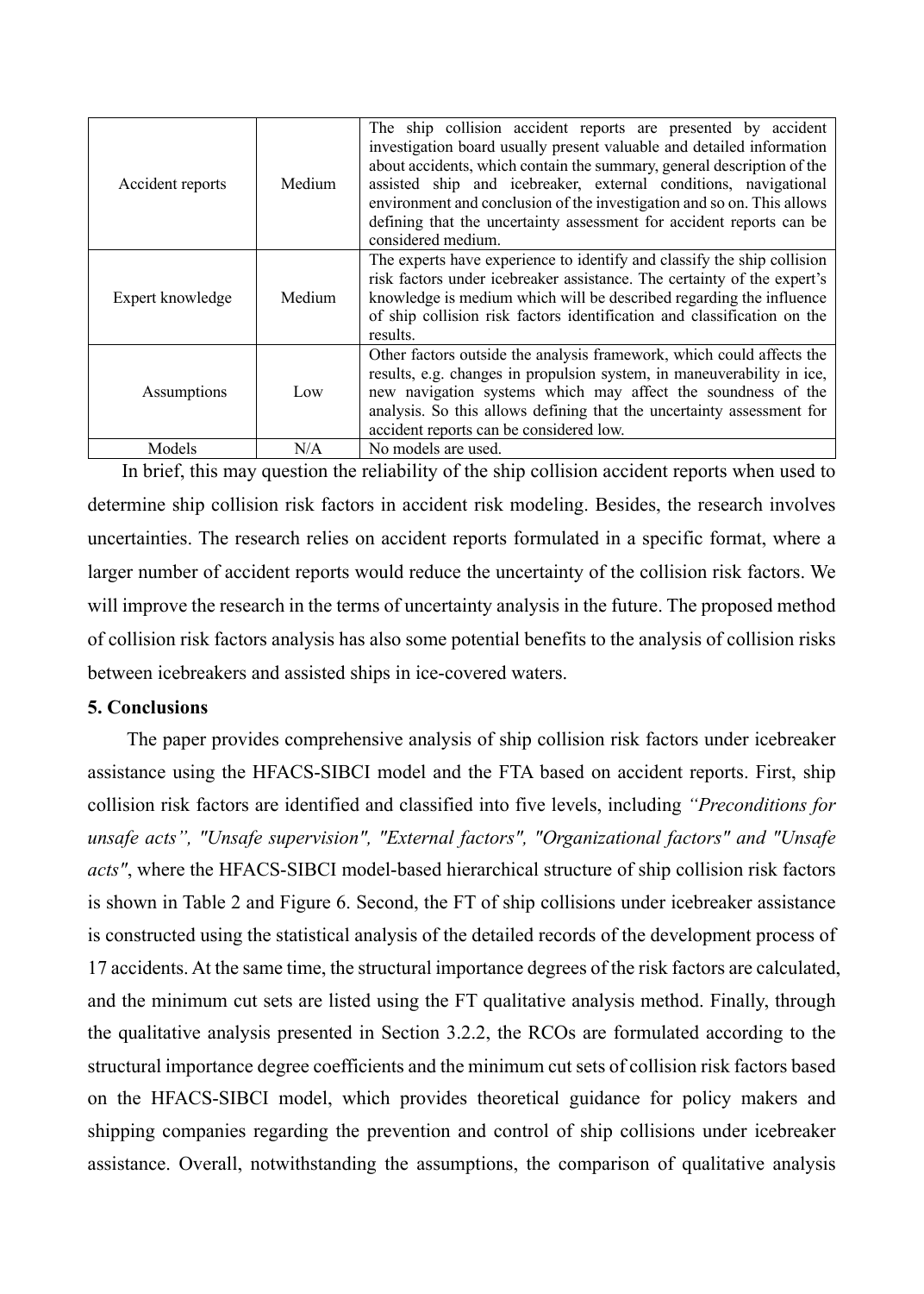| Accident reports | Medium | The ship collision accident reports are presented by accident investigation board usually present valuable and detailed information about accidents, which contain the summary, general description of the assisted ship and icebreaker, external conditions, navigational environment and conclusion of the investigation and so on. This allows defining that the uncertainty assessment for accident reports can be considered medium. |
|---|---|---|
| Expert knowledge | Medium | The experts have experience to identify and classify the ship collision risk factors under icebreaker assistance. The certainty of the expert's knowledge is medium which will be described regarding the influence of ship collision risk factors identification and classification on the results. |
| Assumptions | Low | Other factors outside the analysis framework, which could affects the results, e.g. changes in propulsion system, in maneuverability in ice, new navigation systems which may affect the soundness of the analysis. So this allows defining that the uncertainty assessment for accident reports can be considered low. |
| Models | N/A | No models are used. |

In brief, this may question the reliability of the ship collision accident reports when used to determine ship collision risk factors in accident risk modeling. Besides, the research involves uncertainties. The research relies on accident reports formulated in a specific format, where a larger number of accident reports would reduce the uncertainty of the collision risk factors. We will improve the research in the terms of uncertainty analysis in the future. The proposed method of collision risk factors analysis has also some potential benefits to the analysis of collision risks between icebreakers and assisted ships in ice-covered waters.

**5. Conclusions**

The paper provides comprehensive analysis of ship collision risk factors under icebreaker assistance using the HFACS-SIBCI model and the FTA based on accident reports. First, ship collision risk factors are identified and classified into five levels, including *"Preconditions for unsafe acts", "Unsafe supervision", "External factors", "Organizational factors" and "Unsafe acts"*, where the HFACS-SIBCI model-based hierarchical structure of ship collision risk factors is shown in Table 2 and Figure 6. Second, the FT of ship collisions under icebreaker assistance is constructed using the statistical analysis of the detailed records of the development process of 17 accidents. At the same time, the structural importance degrees of the risk factors are calculated, and the minimum cut sets are listed using the FT qualitative analysis method. Finally, through the qualitative analysis presented in Section 3.2.2, the RCOs are formulated according to the structural importance degree coefficients and the minimum cut sets of collision risk factors based on the HFACS-SIBCI model, which provides theoretical guidance for policy makers and shipping companies regarding the prevention and control of ship collisions under icebreaker assistance. Overall, notwithstanding the assumptions, the comparison of qualitative analysis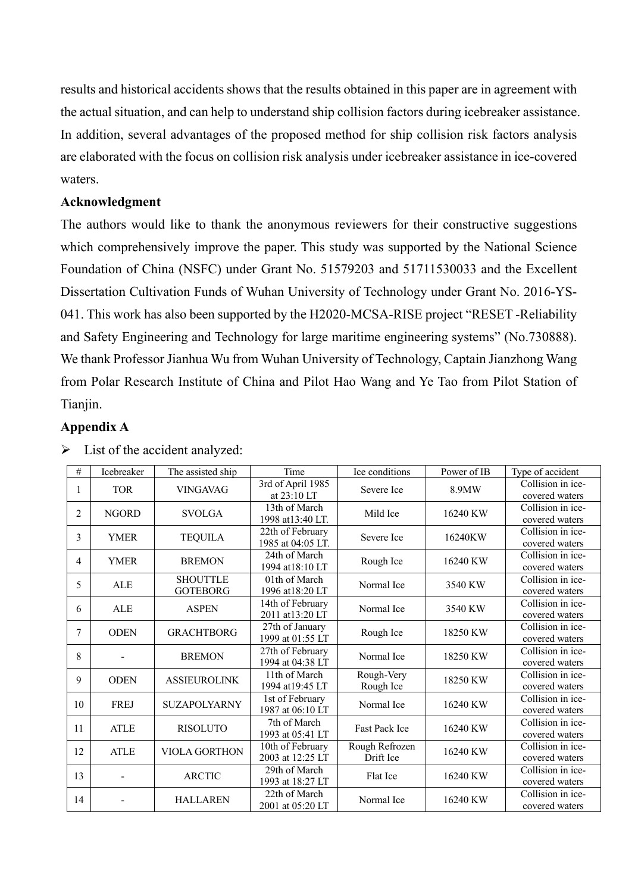results and historical accidents shows that the results obtained in this paper are in agreement with the actual situation, and can help to understand ship collision factors during icebreaker assistance. In addition, several advantages of the proposed method for ship collision risk factors analysis are elaborated with the focus on collision risk analysis under icebreaker assistance in ice-covered waters.

**Acknowledgment**

The authors would like to thank the anonymous reviewers for their constructive suggestions which comprehensively improve the paper. This study was supported by the National Science Foundation of China (NSFC) under Grant No. 51579203 and 51711530033 and the Excellent Dissertation Cultivation Funds of Wuhan University of Technology under Grant No. 2016-YS-041. This work has also been supported by the H2020-MCSA-RISE project "RESET -Reliability and Safety Engineering and Technology for large maritime engineering systems" (No.730888). We thank Professor Jianhua Wu from Wuhan University of Technology, Captain Jianzhong Wang from Polar Research Institute of China and Pilot Hao Wang and Ye Tao from Pilot Station of Tianjin.

**Appendix A**

➢ List of the accident analyzed:

| # | Icebreaker | The assisted ship | Time | Ice conditions | Power of IB | Type of accident |
|---|---|---|---|---|---|---|
| 1 | TOR | VINGAVAG | 3rd of April 1985 at 23:10 LT | Severe Ice | 8.9MW | Collision in ice-covered waters |
| 2 | NGORD | SVOLGA | 13th of March 1998 at13:40 LT. | Mild Ice | 16240 KW | Collision in ice-covered waters |
| 3 | YMER | TEQUILA | 22th of February 1985 at 04:05 LT. | Severe Ice | 16240KW | Collision in ice-covered waters |
| 4 | YMER | BREMON | 24th of March 1994 at18:10 LT | Rough Ice | 16240 KW | Collision in ice-covered waters |
| 5 | ALE | SHOUTTLE GOTEBORG | 01th of March 1996 at18:20 LT | Normal Ice | 3540 KW | Collision in ice-covered waters |
| 6 | ALE | ASPEN | 14th of February 2011 at13:20 LT | Normal Ice | 3540 KW | Collision in ice-covered waters |
| 7 | ODEN | GRACHTBORG | 27th of January 1999 at 01:55 LT | Rough Ice | 18250 KW | Collision in ice-covered waters |
| 8 | - | BREMON | 27th of February 1994 at 04:38 LT | Normal Ice | 18250 KW | Collision in ice-covered waters |
| 9 | ODEN | ASSIEUROLINK | 11th of March 1994 at19:45 LT | Rough-Very Rough Ice | 18250 KW | Collision in ice-covered waters |
| 10 | FREJ | SUZAPOLYARNY | 1st of February 1987 at 06:10 LT | Normal Ice | 16240 KW | Collision in ice-covered waters |
| 11 | ATLE | RISOLUTO | 7th of March 1993 at 05:41 LT | Fast Pack Ice | 16240 KW | Collision in ice-covered waters |
| 12 | ATLE | VIOLA GORTHON | 10th of February 2003 at 12:25 LT | Rough Refrozen Drift Ice | 16240 KW | Collision in ice-covered waters |
| 13 | - | ARCTIC | 29th of March 1993 at 18:27 LT | Flat Ice | 16240 KW | Collision in ice-covered waters |
| 14 | - | HALLAREN | 22th of March 2001 at 05:20 LT | Normal Ice | 16240 KW | Collision in ice-covered waters |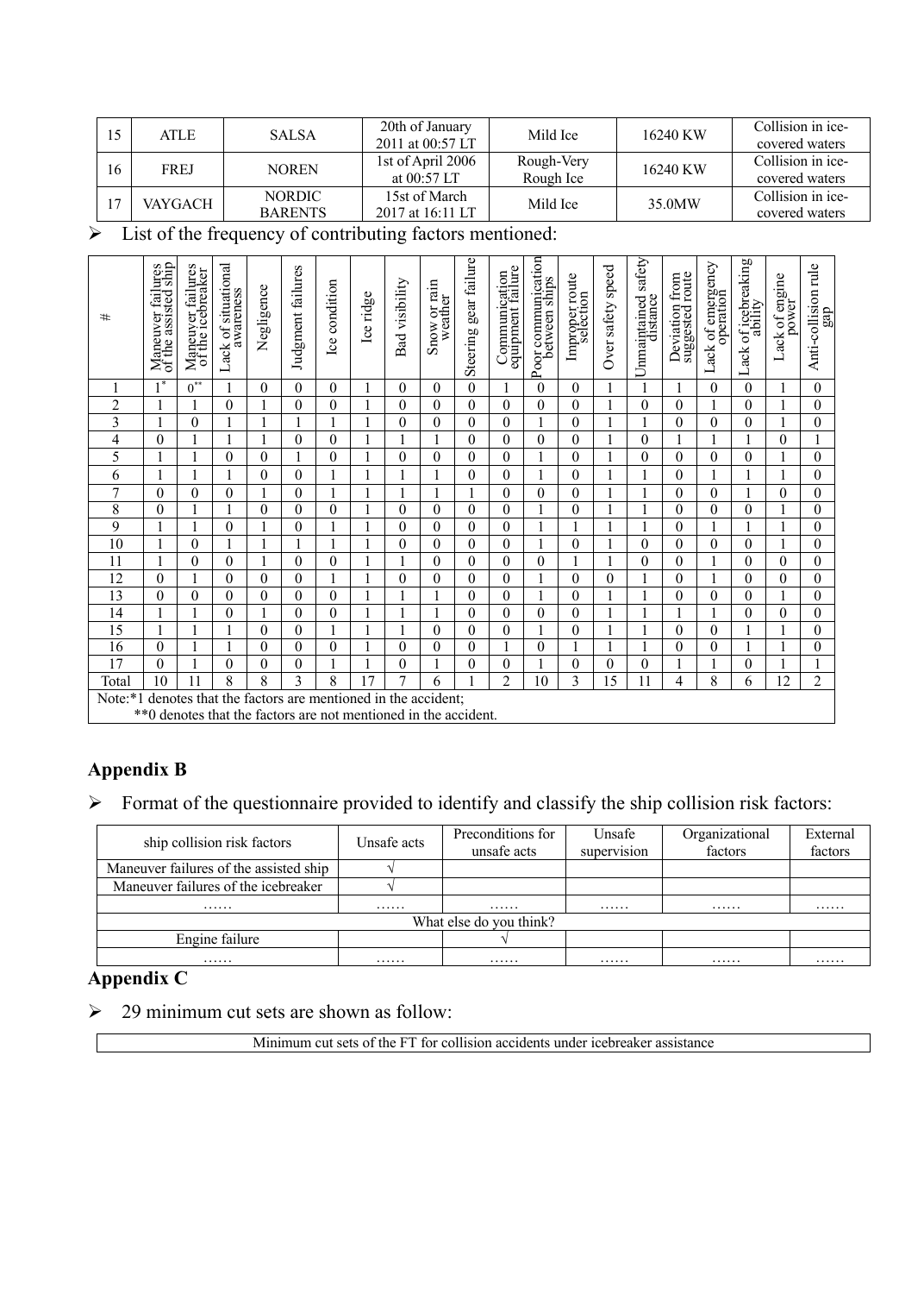| 15 | ATLE | SALSA | 20th of January 2011 at 00:57 LT | Mild Ice | 16240 KW | Collision in ice-covered waters |
|---|---|---|---|---|---|---|
| 16 | FREJ | NOREN | 1st of April 2006 at 00:57 LT | Rough-Very Rough Ice | 16240 KW | Collision in ice-covered waters |
| 17 | VAYGACH | NORDIC BARENTS | 15st of March 2017 at 16:11 LT | Mild Ice | 35.0MW | Collision in ice-covered waters |

➢ List of the frequency of contributing factors mentioned:

| # | Maneuver failures of the assisted ship | Maneuver failures of the icebreaker | Lack of situational awareness | Negligence | Judgment failures | Ice condition | Ice ridge | Bad visibility | Snow or rain weather | Steering gear failure | Communication equipment failure | Poor communication between ships | Improper route selection | Over safety speed | Unmaintained safety distance | Deviation from suggested route | Lack of emergency operation | Lack of icebreaking ability | Lack of engine power | Anti-collision rule gap |
|---|---|---|---|---|---|---|---|---|---|---|---|---|---|---|---|---|---|---|---|---|
| 1 | 1* | 0** | 1 | 0 | 0 | 0 | 1 | 0 | 0 | 0 | 1 | 0 | 0 | 1 | 1 | 1 | 0 | 0 | 1 | 0 |
| 2 | 1 | 1 | 0 | 1 | 0 | 0 | 1 | 0 | 0 | 0 | 0 | 0 | 0 | 1 | 0 | 0 | 1 | 0 | 1 | 0 |
| 3 | 1 | 0 | 1 | 1 | 1 | 1 | 1 | 0 | 0 | 0 | 0 | 1 | 0 | 1 | 1 | 0 | 0 | 0 | 1 | 0 |
| 4 | 0 | 1 | 1 | 1 | 0 | 0 | 1 | 1 | 1 | 0 | 0 | 0 | 0 | 1 | 0 | 1 | 1 | 1 | 0 | 1 |
| 5 | 1 | 1 | 0 | 0 | 1 | 0 | 1 | 0 | 0 | 0 | 0 | 1 | 0 | 1 | 0 | 0 | 0 | 0 | 1 | 0 |
| 6 | 1 | 1 | 1 | 0 | 0 | 1 | 1 | 1 | 1 | 0 | 0 | 1 | 0 | 1 | 1 | 0 | 1 | 1 | 1 | 0 |
| 7 | 0 | 0 | 0 | 1 | 0 | 1 | 1 | 1 | 1 | 1 | 0 | 0 | 0 | 1 | 1 | 0 | 0 | 1 | 0 | 0 |
| 8 | 0 | 1 | 1 | 0 | 0 | 0 | 1 | 0 | 0 | 0 | 0 | 1 | 0 | 1 | 1 | 0 | 0 | 0 | 1 | 0 |
| 9 | 1 | 1 | 0 | 1 | 0 | 1 | 1 | 0 | 0 | 0 | 0 | 1 | 1 | 1 | 1 | 0 | 1 | 1 | 1 | 0 |
| 10 | 1 | 0 | 1 | 1 | 1 | 1 | 1 | 0 | 0 | 0 | 0 | 1 | 0 | 1 | 0 | 0 | 0 | 0 | 1 | 0 |
| 11 | 1 | 0 | 0 | 1 | 0 | 0 | 1 | 1 | 0 | 0 | 0 | 0 | 1 | 1 | 0 | 0 | 1 | 0 | 0 | 0 |
| 12 | 0 | 1 | 0 | 0 | 0 | 1 | 1 | 0 | 0 | 0 | 0 | 1 | 0 | 0 | 1 | 0 | 1 | 0 | 0 | 0 |
| 13 | 0 | 0 | 0 | 0 | 0 | 0 | 1 | 1 | 1 | 0 | 0 | 1 | 0 | 1 | 1 | 0 | 0 | 0 | 1 | 0 |
| 14 | 1 | 1 | 0 | 1 | 0 | 0 | 1 | 1 | 1 | 0 | 0 | 0 | 0 | 1 | 1 | 1 | 1 | 0 | 0 | 0 |
| 15 | 1 | 1 | 1 | 0 | 0 | 1 | 1 | 1 | 0 | 0 | 0 | 1 | 0 | 1 | 1 | 0 | 0 | 1 | 1 | 0 |
| 16 | 0 | 1 | 1 | 0 | 0 | 0 | 1 | 0 | 0 | 0 | 1 | 0 | 1 | 1 | 1 | 0 | 0 | 1 | 1 | 0 |
| 17 | 0 | 1 | 0 | 0 | 0 | 1 | 1 | 0 | 1 | 0 | 0 | 1 | 0 | 0 | 0 | 1 | 1 | 0 | 1 | 1 |
| Total | 10 | 11 | 8 | 8 | 3 | 8 | 17 | 7 | 6 | 1 | 2 | 10 | 3 | 15 | 11 | 4 | 8 | 6 | 12 | 2 |

Note:*1 denotes that the factors are mentioned in the accident;
**0 denotes that the factors are not mentioned in the accident.

## Appendix B

➢ Format of the questionnaire provided to identify and classify the ship collision risk factors:

| ship collision risk factors | Unsafe acts | Preconditions for unsafe acts | Unsafe supervision | Organizational factors | External factors |
|---|---|---|---|---|---|
| Maneuver failures of the assisted ship | √ | | | | |
| Maneuver failures of the icebreaker | √ | | | | |
| …… | …… | …… | …… | …… | …… |
| What else do you think? | | | | | |
| Engine failure | | √ | | | |
| …… | …… | …… | …… | …… | …… |

## Appendix C

➢ 29 minimum cut sets are shown as follow:

| Minimum cut sets of the FT for collision accidents under icebreaker assistance |
|---|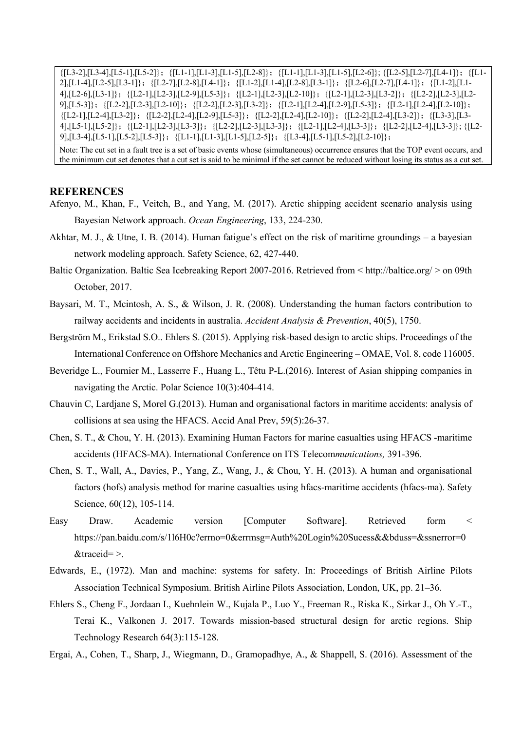| {[L3-2],[L3-4],[L5-1],[L5-2]}；{[L1-1],[L1-3],[L1-5],[L2-8]}；{[L1-1],[L1-3],[L1-5],[L2-6]}; {[L2-5],[L2-7],[L4-1]}；{[L1-2],[L1-4],[L2-5],[L3-1]}；{[L2-7],[L2-8],[L4-1]}；{[L1-2],[L1-4],[L2-8],[L3-1]}；{[L2-6],[L2-7],[L4-1]}；{[L1-2],[L1-4],[L2-6],[L3-1]}；{[L2-1],[L2-3],[L2-9],[L5-3]}；{[L2-1],[L2-3],[L2-10]}；{[L2-1],[L2-3],[L3-2]}；{[L2-2],[L2-3],[L2-9],[L5-3]}；{[L2-2],[L2-3],[L2-10]}；{[L2-2],[L2-3],[L3-2]}；{[L2-1],[L2-4],[L2-9],[L5-3]}；{[L2-1],[L2-4],[L2-10]}；{[L2-1],[L2-4],[L3-2]}；{[L2-2],[L2-4],[L2-9],[L5-3]}；{[L2-2],[L2-4],[L2-10]}；{[L2-2],[L2-4],[L3-2]}；{[L3-3],[L3-4],[L5-1],[L5-2]}；{[L2-1],[L2-3],[L3-3]}；{[L2-2],[L2-3],[L3-3]}；{[L2-1],[L2-4],[L3-3]}；{[L2-2],[L2-4],[L3-3]}; {[L2-9],[L3-4],[L5-1],[L5-2],[L5-3]}；{[L1-1],[L1-3],[L1-5],[L2-5]}；{[L3-4],[L5-1],[L5-2],[L2-10]}； |
|---|
| Note: The cut set in a fault tree is a set of basic events whose (simultaneous) occurrence ensures that the TOP event occurs, and the minimum cut set denotes that a cut set is said to be minimal if the set cannot be reduced without losing its status as a cut set. |

## REFERENCES

Afenyo, M., Khan, F., Veitch, B., and Yang, M. (2017). Arctic shipping accident scenario analysis using Bayesian Network approach. *Ocean Engineering*, 133, 224-230.

Akhtar, M. J., & Utne, I. B. (2014). Human fatigue's effect on the risk of maritime groundings – a bayesian network modeling approach. Safety Science, 62, 427-440.

Baltic Organization. Baltic Sea Icebreaking Report 2007-2016. Retrieved from < http://baltice.org/ > on 09th October, 2017.

Baysari, M. T., Mcintosh, A. S., & Wilson, J. R. (2008). Understanding the human factors contribution to railway accidents and incidents in australia. *Accident Analysis & Prevention*, 40(5), 1750.

Bergström M., Erikstad S.O.. Ehlers S. (2015). Applying risk-based design to arctic ships. Proceedings of the International Conference on Offshore Mechanics and Arctic Engineering – OMAE, Vol. 8, code 116005.

Beveridge L., Fournier M., Lasserre F., Huang L., Têtu P-L.(2016). Interest of Asian shipping companies in navigating the Arctic. Polar Science 10(3):404-414.

Chauvin C, Lardjane S, Morel G.(2013). Human and organisational factors in maritime accidents: analysis of collisions at sea using the HFACS. Accid Anal Prev, 59(5):26-37.

Chen, S. T., & Chou, Y. H. (2013). Examining Human Factors for marine casualties using HFACS -maritime accidents (HFACS-MA). International Conference on ITS Telecom*munications,* 391-396.

Chen, S. T., Wall, A., Davies, P., Yang, Z., Wang, J., & Chou, Y. H. (2013). A human and organisational factors (hofs) analysis method for marine casualties using hfacs-maritime accidents (hfacs-ma). Safety Science, 60(12), 105-114.

Easy Draw. Academic version [Computer Software]. Retrieved form < https://pan.baidu.com/s/1l6H0c?errno=0&errmsg=Auth%20Login%20Sucess&&bduss=&ssnerror=0&traceid= >.

Edwards, E., (1972). Man and machine: systems for safety. In: Proceedings of British Airline Pilots Association Technical Symposium. British Airline Pilots Association, London, UK, pp. 21–36.

Ehlers S., Cheng F., Jordaan I., Kuehnlein W., Kujala P., Luo Y., Freeman R., Riska K., Sirkar J., Oh Y.-T., Terai K., Valkonen J. 2017. Towards mission-based structural design for arctic regions. Ship Technology Research 64(3):115-128.

Ergai, A., Cohen, T., Sharp, J., Wiegmann, D., Gramopadhye, A., & Shappell, S. (2016). Assessment of the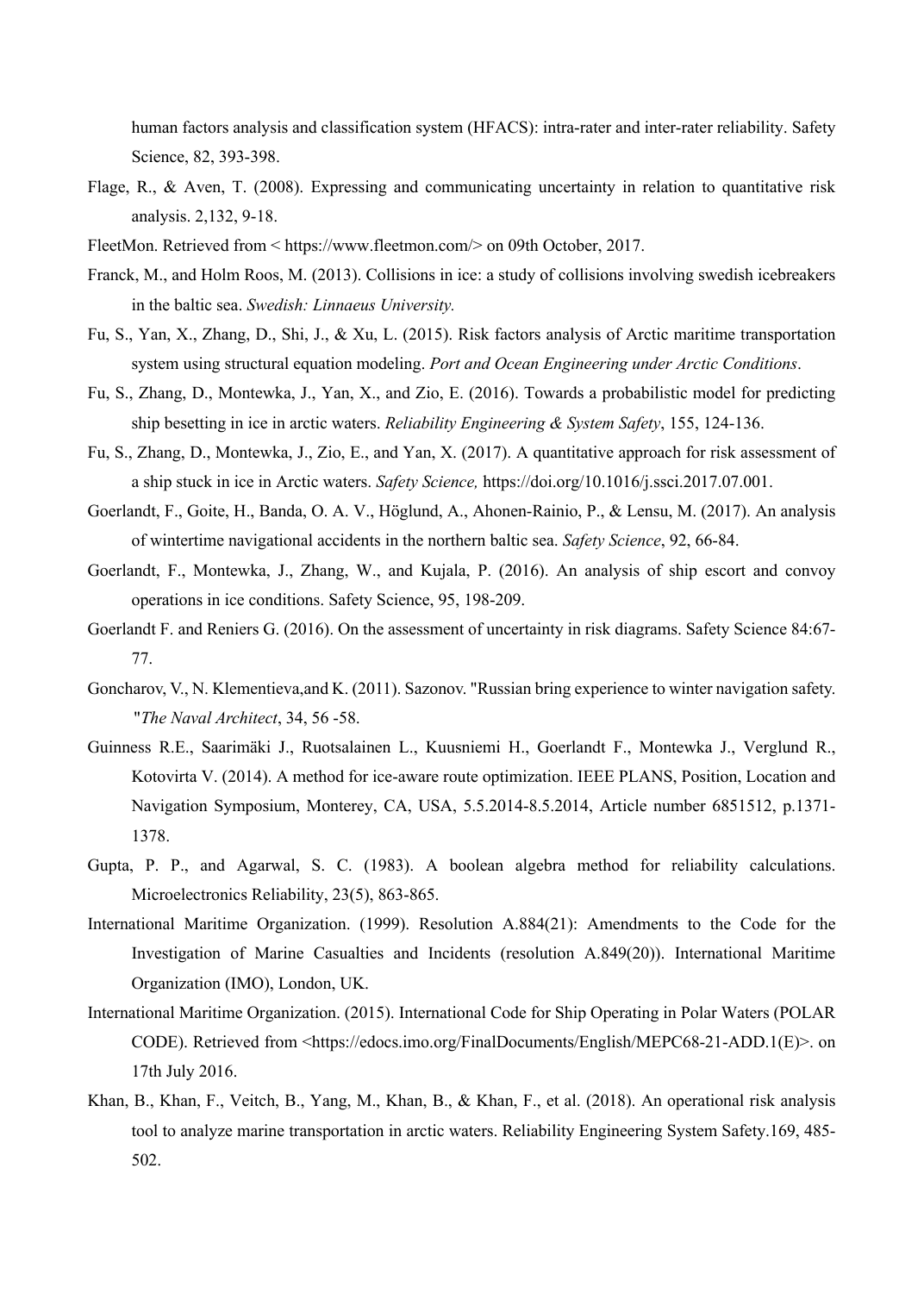human factors analysis and classification system (HFACS): intra-rater and inter-rater reliability. Safety Science, 82, 393-398.

Flage, R., & Aven, T. (2008). Expressing and communicating uncertainty in relation to quantitative risk analysis. 2,132, 9-18.

FleetMon. Retrieved from < https://www.fleetmon.com/> on 09th October, 2017.

Franck, M., and Holm Roos, M. (2013). Collisions in ice: a study of collisions involving swedish icebreakers in the baltic sea. *Swedish: Linnaeus University.*

Fu, S., Yan, X., Zhang, D., Shi, J., & Xu, L. (2015). Risk factors analysis of Arctic maritime transportation system using structural equation modeling. *Port and Ocean Engineering under Arctic Conditions*.

Fu, S., Zhang, D., Montewka, J., Yan, X., and Zio, E. (2016). Towards a probabilistic model for predicting ship besetting in ice in arctic waters. *Reliability Engineering & System Safety*, 155, 124-136.

Fu, S., Zhang, D., Montewka, J., Zio, E., and Yan, X. (2017). A quantitative approach for risk assessment of a ship stuck in ice in Arctic waters. *Safety Science,* https://doi.org/10.1016/j.ssci.2017.07.001.

Goerlandt, F., Goite, H., Banda, O. A. V., Höglund, A., Ahonen-Rainio, P., & Lensu, M. (2017). An analysis of wintertime navigational accidents in the northern baltic sea. *Safety Science*, 92, 66-84.

Goerlandt, F., Montewka, J., Zhang, W., and Kujala, P. (2016). An analysis of ship escort and convoy operations in ice conditions. Safety Science, 95, 198-209.

Goerlandt F. and Reniers G. (2016). On the assessment of uncertainty in risk diagrams. Safety Science 84:67-77.

Goncharov, V., N. Klementieva,and K. (2011). Sazonov. "Russian bring experience to winter navigation safety. "*The Naval Architect*, 34, 56 -58.

Guinness R.E., Saarimäki J., Ruotsalainen L., Kuusniemi H., Goerlandt F., Montewka J., Verglund R., Kotovirta V. (2014). A method for ice-aware route optimization. IEEE PLANS, Position, Location and Navigation Symposium, Monterey, CA, USA, 5.5.2014-8.5.2014, Article number 6851512, p.1371-1378.

Gupta, P. P., and Agarwal, S. C. (1983). A boolean algebra method for reliability calculations. Microelectronics Reliability, 23(5), 863-865.

International Maritime Organization. (1999). Resolution A.884(21): Amendments to the Code for the Investigation of Marine Casualties and Incidents (resolution A.849(20)). International Maritime Organization (IMO), London, UK.

International Maritime Organization. (2015). International Code for Ship Operating in Polar Waters (POLAR CODE). Retrieved from <https://edocs.imo.org/FinalDocuments/English/MEPC68-21-ADD.1(E)>. on 17th July 2016.

Khan, B., Khan, F., Veitch, B., Yang, M., Khan, B., & Khan, F., et al. (2018). An operational risk analysis tool to analyze marine transportation in arctic waters. Reliability Engineering System Safety.169, 485-502.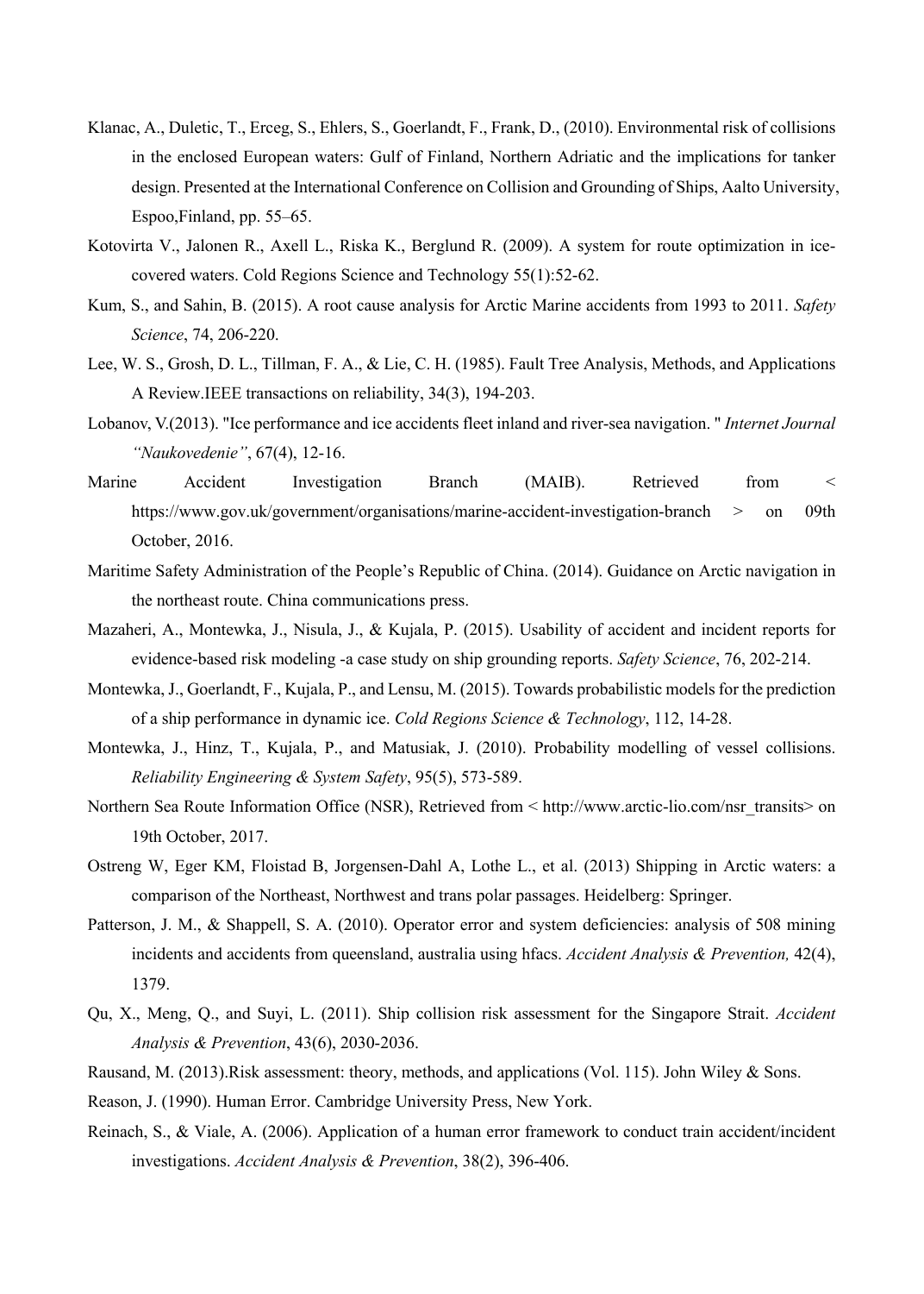Klanac, A., Duletic, T., Erceg, S., Ehlers, S., Goerlandt, F., Frank, D., (2010). Environmental risk of collisions in the enclosed European waters: Gulf of Finland, Northern Adriatic and the implications for tanker design. Presented at the International Conference on Collision and Grounding of Ships, Aalto University, Espoo,Finland, pp. 55–65.

Kotovirta V., Jalonen R., Axell L., Riska K., Berglund R. (2009). A system for route optimization in ice-covered waters. Cold Regions Science and Technology 55(1):52-62.

Kum, S., and Sahin, B. (2015). A root cause analysis for Arctic Marine accidents from 1993 to 2011. *Safety Science*, 74, 206-220.

Lee, W. S., Grosh, D. L., Tillman, F. A., & Lie, C. H. (1985). Fault Tree Analysis, Methods, and Applications A Review.IEEE transactions on reliability, 34(3), 194-203.

Lobanov, V.(2013). "Ice performance and ice accidents fleet inland and river-sea navigation. " *Internet Journal "Naukovedenie"*, 67(4), 12-16.

Marine Accident Investigation Branch (MAIB). Retrieved from < https://www.gov.uk/government/organisations/marine-accident-investigation-branch > on 09th October, 2016.

Maritime Safety Administration of the People's Republic of China. (2014). Guidance on Arctic navigation in the northeast route. China communications press.

Mazaheri, A., Montewka, J., Nisula, J., & Kujala, P. (2015). Usability of accident and incident reports for evidence-based risk modeling -a case study on ship grounding reports. *Safety Science*, 76, 202-214.

Montewka, J., Goerlandt, F., Kujala, P., and Lensu, M. (2015). Towards probabilistic models for the prediction of a ship performance in dynamic ice. *Cold Regions Science & Technology*, 112, 14-28.

Montewka, J., Hinz, T., Kujala, P., and Matusiak, J. (2010). Probability modelling of vessel collisions. *Reliability Engineering & System Safety*, 95(5), 573-589.

Northern Sea Route Information Office (NSR), Retrieved from < http://www.arctic-lio.com/nsr_transits> on 19th October, 2017.

Ostreng W, Eger KM, Floistad B, Jorgensen-Dahl A, Lothe L., et al. (2013) Shipping in Arctic waters: a comparison of the Northeast, Northwest and trans polar passages. Heidelberg: Springer.

Patterson, J. M., & Shappell, S. A. (2010). Operator error and system deficiencies: analysis of 508 mining incidents and accidents from queensland, australia using hfacs. *Accident Analysis & Prevention,* 42(4), 1379.

Qu, X., Meng, Q., and Suyi, L. (2011). Ship collision risk assessment for the Singapore Strait. *Accident Analysis & Prevention*, 43(6), 2030-2036.

Rausand, M. (2013).Risk assessment: theory, methods, and applications (Vol. 115). John Wiley & Sons.

Reason, J. (1990). Human Error. Cambridge University Press, New York.

Reinach, S., & Viale, A. (2006). Application of a human error framework to conduct train accident/incident investigations. *Accident Analysis & Prevention*, 38(2), 396-406.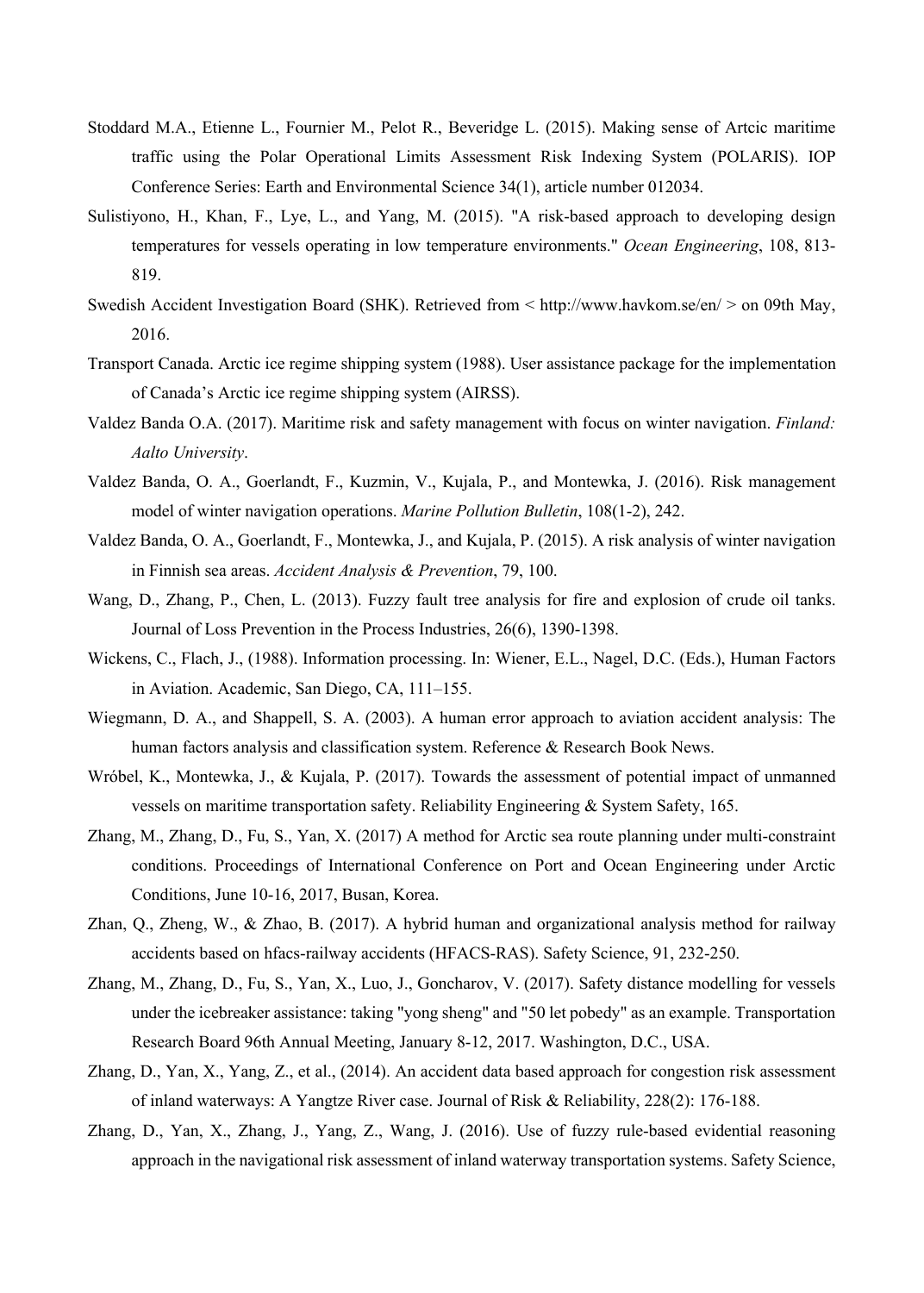Stoddard M.A., Etienne L., Fournier M., Pelot R., Beveridge L. (2015). Making sense of Artcic maritime traffic using the Polar Operational Limits Assessment Risk Indexing System (POLARIS). IOP Conference Series: Earth and Environmental Science 34(1), article number 012034.

Sulistiyono, H., Khan, F., Lye, L., and Yang, M. (2015). "A risk-based approach to developing design temperatures for vessels operating in low temperature environments." *Ocean Engineering*, 108, 813-819.

Swedish Accident Investigation Board (SHK). Retrieved from < http://www.havkom.se/en/ > on 09th May, 2016.

Transport Canada. Arctic ice regime shipping system (1988). User assistance package for the implementation of Canada's Arctic ice regime shipping system (AIRSS).

Valdez Banda O.A. (2017). Maritime risk and safety management with focus on winter navigation. *Finland: Aalto University*.

Valdez Banda, O. A., Goerlandt, F., Kuzmin, V., Kujala, P., and Montewka, J. (2016). Risk management model of winter navigation operations. *Marine Pollution Bulletin*, 108(1-2), 242.

Valdez Banda, O. A., Goerlandt, F., Montewka, J., and Kujala, P. (2015). A risk analysis of winter navigation in Finnish sea areas. *Accident Analysis & Prevention*, 79, 100.

Wang, D., Zhang, P., Chen, L. (2013). Fuzzy fault tree analysis for fire and explosion of crude oil tanks. Journal of Loss Prevention in the Process Industries, 26(6), 1390-1398.

Wickens, C., Flach, J., (1988). Information processing. In: Wiener, E.L., Nagel, D.C. (Eds.), Human Factors in Aviation. Academic, San Diego, CA, 111–155.

Wiegmann, D. A., and Shappell, S. A. (2003). A human error approach to aviation accident analysis: The human factors analysis and classification system. Reference & Research Book News.

Wróbel, K., Montewka, J., & Kujala, P. (2017). Towards the assessment of potential impact of unmanned vessels on maritime transportation safety. Reliability Engineering & System Safety, 165.

Zhang, M., Zhang, D., Fu, S., Yan, X. (2017) A method for Arctic sea route planning under multi-constraint conditions. Proceedings of International Conference on Port and Ocean Engineering under Arctic Conditions, June 10-16, 2017, Busan, Korea.

Zhan, Q., Zheng, W., & Zhao, B. (2017). A hybrid human and organizational analysis method for railway accidents based on hfacs-railway accidents (HFACS-RAS). Safety Science, 91, 232-250.

Zhang, M., Zhang, D., Fu, S., Yan, X., Luo, J., Goncharov, V. (2017). Safety distance modelling for vessels under the icebreaker assistance: taking "yong sheng" and "50 let pobedy" as an example. Transportation Research Board 96th Annual Meeting, January 8-12, 2017. Washington, D.C., USA.

Zhang, D., Yan, X., Yang, Z., et al., (2014). An accident data based approach for congestion risk assessment of inland waterways: A Yangtze River case. Journal of Risk & Reliability, 228(2): 176-188.

Zhang, D., Yan, X., Zhang, J., Yang, Z., Wang, J. (2016). Use of fuzzy rule-based evidential reasoning approach in the navigational risk assessment of inland waterway transportation systems. Safety Science,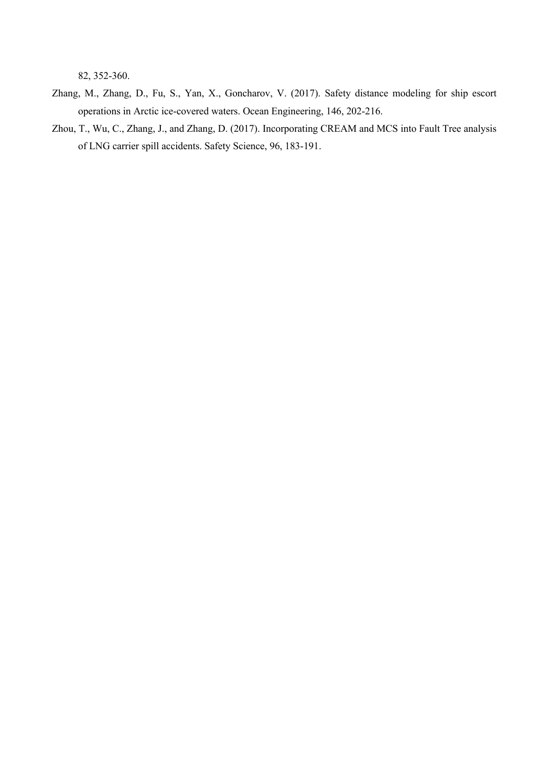82, 352-360.

Zhang, M., Zhang, D., Fu, S., Yan, X., Goncharov, V. (2017). Safety distance modeling for ship escort operations in Arctic ice-covered waters. Ocean Engineering, 146, 202-216.

Zhou, T., Wu, C., Zhang, J., and Zhang, D. (2017). Incorporating CREAM and MCS into Fault Tree analysis of LNG carrier spill accidents. Safety Science, 96, 183-191.